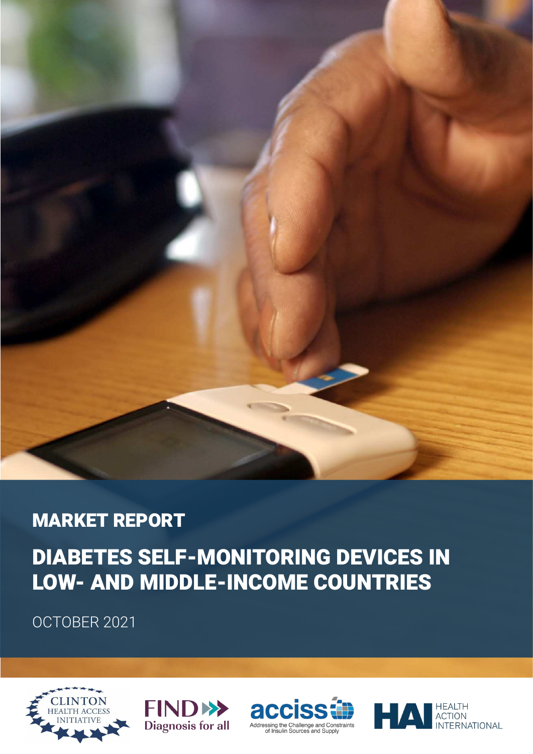MARKET REPORT

# DIABETES SELF-MONITORING DEVICES IN LOW- AND MIDDLE-INCOME COUNTRIES

OCTOBER 2021

CLINTON HEALTH ACCESS INITIATIVE

FIND Diagnosis for all

accis Addressing the Challenge and Constraints of Insulin Sources and Supply

HAI HEALTH ACTION INTERNATIONAL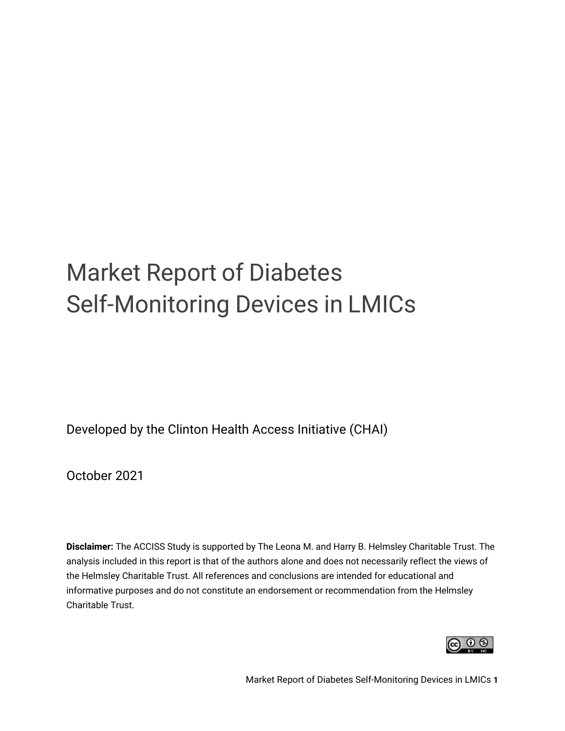# Market Report of Diabetes Self-Monitoring Devices in LMICs

Developed by the Clinton Health Access Initiative (CHAI)

October 2021

**Disclaimer:** The ACCISS Study is supported by The Leona M. and Harry B. Helmsley Charitable Trust. The analysis included in this report is that of the authors alone and does not necessarily reflect the views of the Helmsley Charitable Trust. All references and conclusions are intended for educational and informative purposes and do not constitute an endorsement or recommendation from the Helmsley Charitable Trust.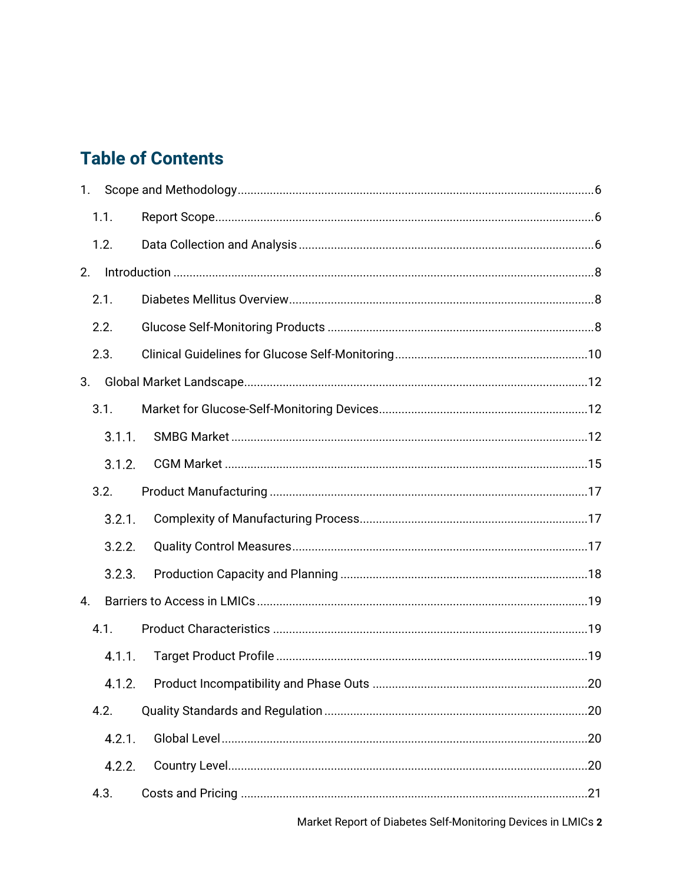# Table of Contents

1. Scope and Methodology ... 6
   - 1.1. Report Scope ... 6
   - 1.2. Data Collection and Analysis ... 6
2. Introduction ... 8
   - 2.1. Diabetes Mellitus Overview ... 8
   - 2.2. Glucose Self-Monitoring Products ... 8
   - 2.3. Clinical Guidelines for Glucose Self-Monitoring ... 10
3. Global Market Landscape ... 12
   - 3.1. Market for Glucose-Self-Monitoring Devices ... 12
     - 3.1.1. SMBG Market ... 12
     - 3.1.2. CGM Market ... 15
   - 3.2. Product Manufacturing ... 17
     - 3.2.1. Complexity of Manufacturing Process ... 17
     - 3.2.2. Quality Control Measures ... 17
     - 3.2.3. Production Capacity and Planning ... 18
4. Barriers to Access in LMICs ... 19
   - 4.1. Product Characteristics ... 19
     - 4.1.1. Target Product Profile ... 19
     - 4.1.2. Product Incompatibility and Phase Outs ... 20
   - 4.2. Quality Standards and Regulation ... 20
     - 4.2.1. Global Level ... 20
     - 4.2.2. Country Level ... 20
   - 4.3. Costs and Pricing ... 21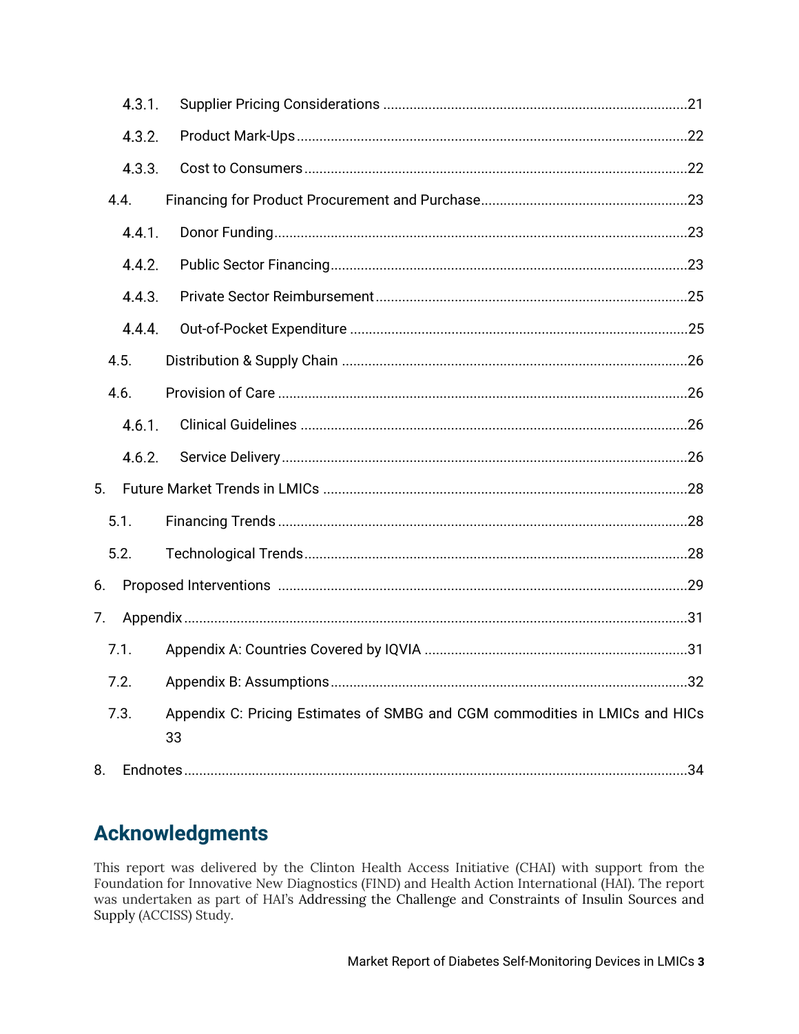- 4.3.1. Supplier Pricing Considerations ....21
- 4.3.2. Product Mark-Ups ....22
- 4.3.3. Cost to Consumers ....22
- 4.4. Financing for Product Procurement and Purchase ....23
- 4.4.1. Donor Funding ....23
- 4.4.2. Public Sector Financing ....23
- 4.4.3. Private Sector Reimbursement ....25
- 4.4.4. Out-of-Pocket Expenditure ....25
- 4.5. Distribution & Supply Chain ....26
- 4.6. Provision of Care ....26
- 4.6.1. Clinical Guidelines ....26
- 4.6.2. Service Delivery ....26
- 5. Future Market Trends in LMICs ....28
- 5.1. Financing Trends ....28
- 5.2. Technological Trends ....28
- 6. Proposed Interventions ....29
- 7. Appendix ....31
- 7.1. Appendix A: Countries Covered by IQVIA ....31
- 7.2. Appendix B: Assumptions ....32
- 7.3. Appendix C: Pricing Estimates of SMBG and CGM commodities in LMICs and HICs 33
- 8. Endnotes ....34

## Acknowledgments

This report was delivered by the Clinton Health Access Initiative (CHAI) with support from the Foundation for Innovative New Diagnostics (FIND) and Health Action International (HAI). The report was undertaken as part of HAI's Addressing the Challenge and Constraints of Insulin Sources and Supply (ACCISS) Study.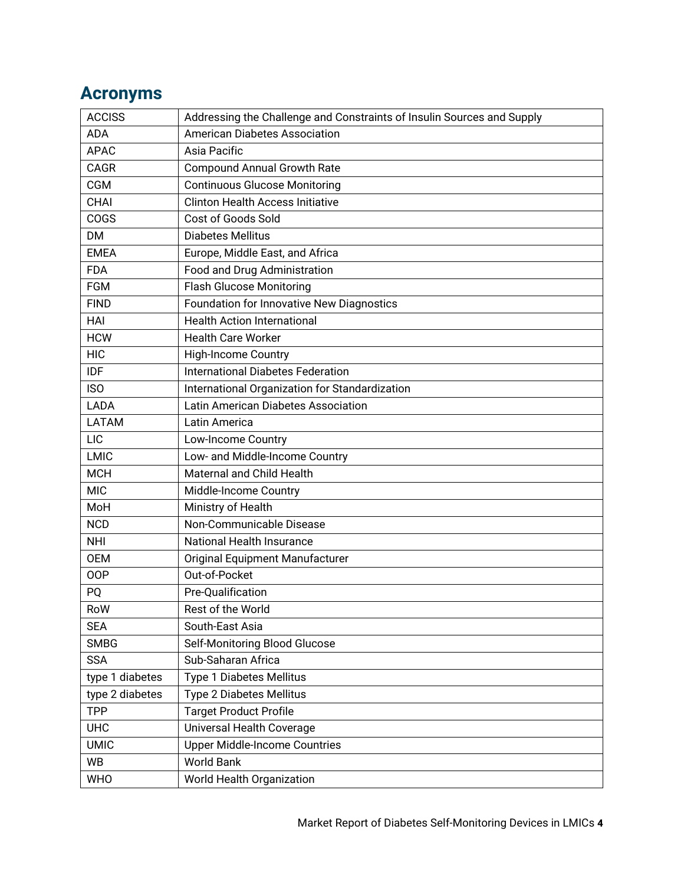# Acronyms

| | |
|---|---|
| ACCISS | Addressing the Challenge and Constraints of Insulin Sources and Supply |
| ADA | American Diabetes Association |
| APAC | Asia Pacific |
| CAGR | Compound Annual Growth Rate |
| CGM | Continuous Glucose Monitoring |
| CHAI | Clinton Health Access Initiative |
| COGS | Cost of Goods Sold |
| DM | Diabetes Mellitus |
| EMEA | Europe, Middle East, and Africa |
| FDA | Food and Drug Administration |
| FGM | Flash Glucose Monitoring |
| FIND | Foundation for Innovative New Diagnostics |
| HAI | Health Action International |
| HCW | Health Care Worker |
| HIC | High-Income Country |
| IDF | International Diabetes Federation |
| ISO | International Organization for Standardization |
| LADA | Latin American Diabetes Association |
| LATAM | Latin America |
| LIC | Low-Income Country |
| LMIC | Low- and Middle-Income Country |
| MCH | Maternal and Child Health |
| MIC | Middle-Income Country |
| MoH | Ministry of Health |
| NCD | Non-Communicable Disease |
| NHI | National Health Insurance |
| OEM | Original Equipment Manufacturer |
| OOP | Out-of-Pocket |
| PQ | Pre-Qualification |
| RoW | Rest of the World |
| SEA | South-East Asia |
| SMBG | Self-Monitoring Blood Glucose |
| SSA | Sub-Saharan Africa |
| type 1 diabetes | Type 1 Diabetes Mellitus |
| type 2 diabetes | Type 2 Diabetes Mellitus |
| TPP | Target Product Profile |
| UHC | Universal Health Coverage |
| UMIC | Upper Middle-Income Countries |
| WB | World Bank |
| WHO | World Health Organization |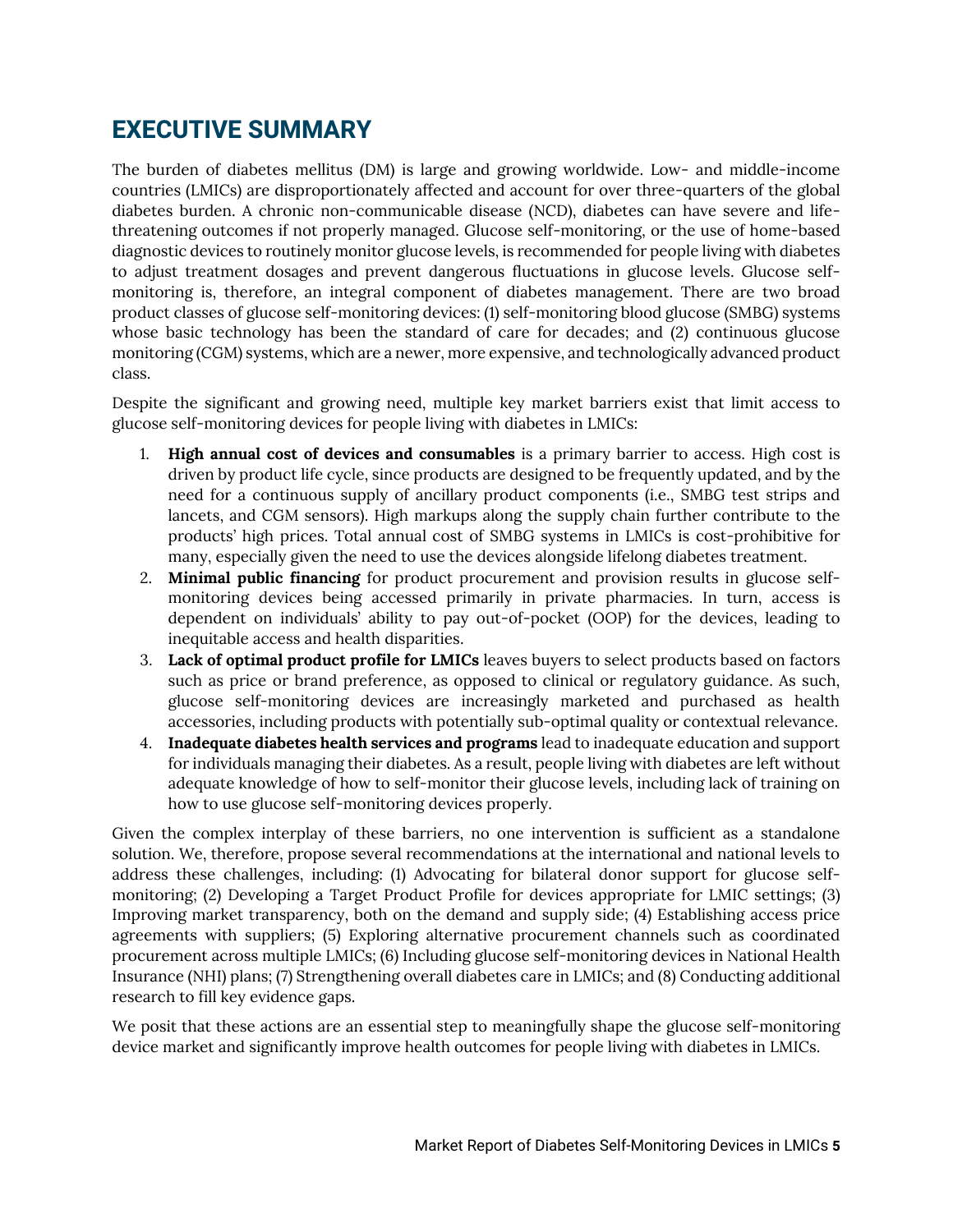# EXECUTIVE SUMMARY

The burden of diabetes mellitus (DM) is large and growing worldwide. Low- and middle-income countries (LMICs) are disproportionately affected and account for over three-quarters of the global diabetes burden. A chronic non-communicable disease (NCD), diabetes can have severe and life-threatening outcomes if not properly managed. Glucose self-monitoring, or the use of home-based diagnostic devices to routinely monitor glucose levels, is recommended for people living with diabetes to adjust treatment dosages and prevent dangerous fluctuations in glucose levels. Glucose self-monitoring is, therefore, an integral component of diabetes management. There are two broad product classes of glucose self-monitoring devices: (1) self-monitoring blood glucose (SMBG) systems whose basic technology has been the standard of care for decades; and (2) continuous glucose monitoring (CGM) systems, which are a newer, more expensive, and technologically advanced product class.

Despite the significant and growing need, multiple key market barriers exist that limit access to glucose self-monitoring devices for people living with diabetes in LMICs:

1. **High annual cost of devices and consumables** is a primary barrier to access. High cost is driven by product life cycle, since products are designed to be frequently updated, and by the need for a continuous supply of ancillary product components (i.e., SMBG test strips and lancets, and CGM sensors). High markups along the supply chain further contribute to the products' high prices. Total annual cost of SMBG systems in LMICs is cost-prohibitive for many, especially given the need to use the devices alongside lifelong diabetes treatment.
2. **Minimal public financing** for product procurement and provision results in glucose self-monitoring devices being accessed primarily in private pharmacies. In turn, access is dependent on individuals' ability to pay out-of-pocket (OOP) for the devices, leading to inequitable access and health disparities.
3. **Lack of optimal product profile for LMICs** leaves buyers to select products based on factors such as price or brand preference, as opposed to clinical or regulatory guidance. As such, glucose self-monitoring devices are increasingly marketed and purchased as health accessories, including products with potentially sub-optimal quality or contextual relevance.
4. **Inadequate diabetes health services and programs** lead to inadequate education and support for individuals managing their diabetes. As a result, people living with diabetes are left without adequate knowledge of how to self-monitor their glucose levels, including lack of training on how to use glucose self-monitoring devices properly.

Given the complex interplay of these barriers, no one intervention is sufficient as a standalone solution. We, therefore, propose several recommendations at the international and national levels to address these challenges, including: (1) Advocating for bilateral donor support for glucose self-monitoring; (2) Developing a Target Product Profile for devices appropriate for LMIC settings; (3) Improving market transparency, both on the demand and supply side; (4) Establishing access price agreements with suppliers; (5) Exploring alternative procurement channels such as coordinated procurement across multiple LMICs; (6) Including glucose self-monitoring devices in National Health Insurance (NHI) plans; (7) Strengthening overall diabetes care in LMICs; and (8) Conducting additional research to fill key evidence gaps.

We posit that these actions are an essential step to meaningfully shape the glucose self-monitoring device market and significantly improve health outcomes for people living with diabetes in LMICs.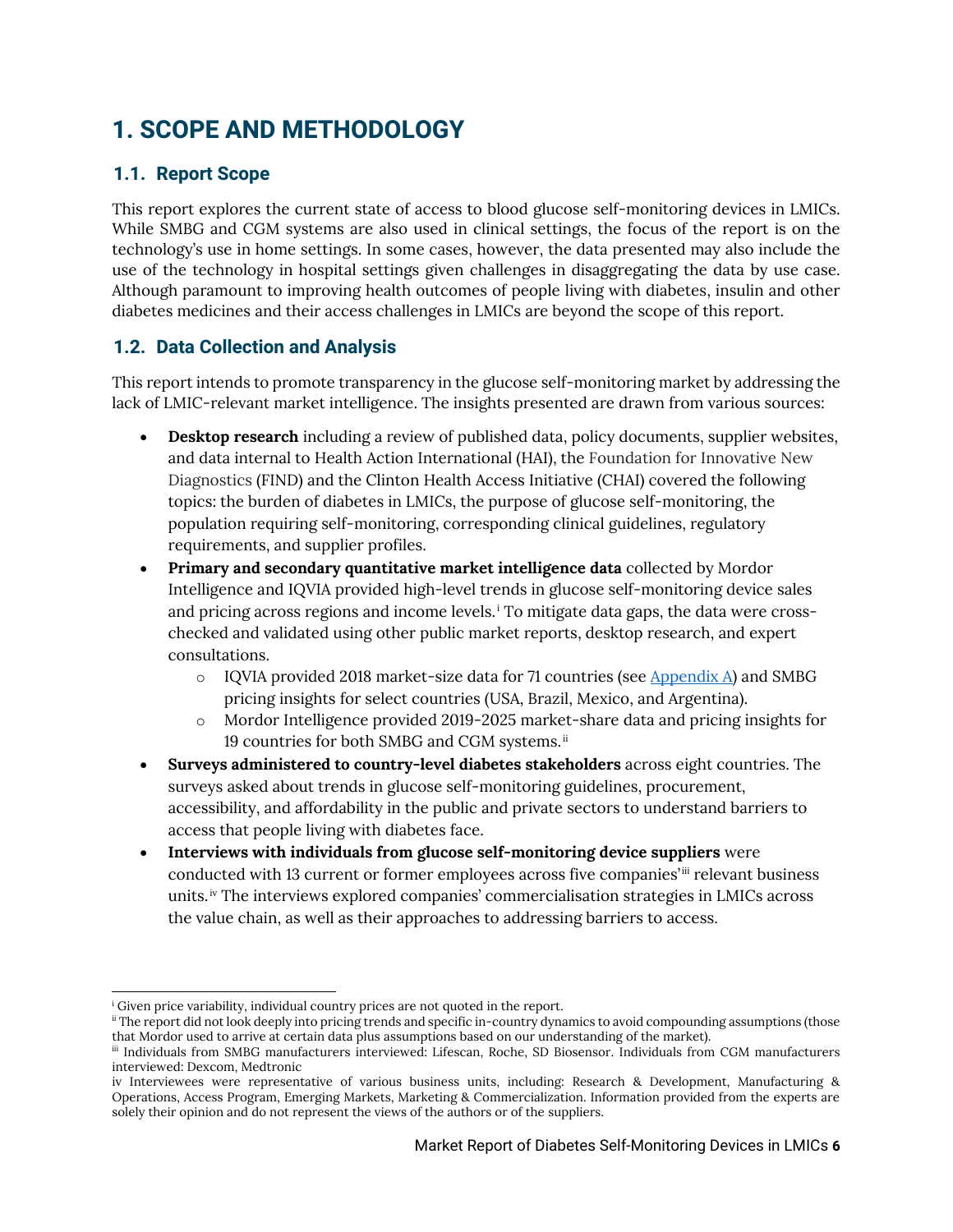# 1. SCOPE AND METHODOLOGY

## 1.1. Report Scope

This report explores the current state of access to blood glucose self-monitoring devices in LMICs. While SMBG and CGM systems are also used in clinical settings, the focus of the report is on the technology's use in home settings. In some cases, however, the data presented may also include the use of the technology in hospital settings given challenges in disaggregating the data by use case. Although paramount to improving health outcomes of people living with diabetes, insulin and other diabetes medicines and their access challenges in LMICs are beyond the scope of this report.

## 1.2. Data Collection and Analysis

This report intends to promote transparency in the glucose self-monitoring market by addressing the lack of LMIC-relevant market intelligence. The insights presented are drawn from various sources:

- **Desktop research** including a review of published data, policy documents, supplier websites, and data internal to Health Action International (HAI), the Foundation for Innovative New Diagnostics (FIND) and the Clinton Health Access Initiative (CHAI) covered the following topics: the burden of diabetes in LMICs, the purpose of glucose self-monitoring, the population requiring self-monitoring, corresponding clinical guidelines, regulatory requirements, and supplier profiles.
- **Primary and secondary quantitative market intelligence data** collected by Mordor Intelligence and IQVIA provided high-level trends in glucose self-monitoring device sales and pricing across regions and income levels.[i] To mitigate data gaps, the data were cross-checked and validated using other public market reports, desktop research, and expert consultations.
  - IQVIA provided 2018 market-size data for 71 countries (see [Appendix A]) and SMBG pricing insights for select countries (USA, Brazil, Mexico, and Argentina).
  - Mordor Intelligence provided 2019-2025 market-share data and pricing insights for 19 countries for both SMBG and CGM systems.[ii]
- **Surveys administered to country-level diabetes stakeholders** across eight countries. The surveys asked about trends in glucose self-monitoring guidelines, procurement, accessibility, and affordability in the public and private sectors to understand barriers to access that people living with diabetes face.
- **Interviews with individuals from glucose self-monitoring device suppliers** were conducted with 13 current or former employees across five companies'[iii] relevant business units.[iv] The interviews explored companies' commercialisation strategies in LMICs across the value chain, as well as their approaches to addressing barriers to access.

---

[i] Given price variability, individual country prices are not quoted in the report.

[ii] The report did not look deeply into pricing trends and specific in-country dynamics to avoid compounding assumptions (those that Mordor used to arrive at certain data plus assumptions based on our understanding of the market).

[iii] Individuals from SMBG manufacturers interviewed: Lifescan, Roche, SD Biosensor. Individuals from CGM manufacturers interviewed: Dexcom, Medtronic

[iv] Interviewees were representative of various business units, including: Research & Development, Manufacturing & Operations, Access Program, Emerging Markets, Marketing & Commercialization. Information provided from the experts are solely their opinion and do not represent the views of the authors or of the suppliers.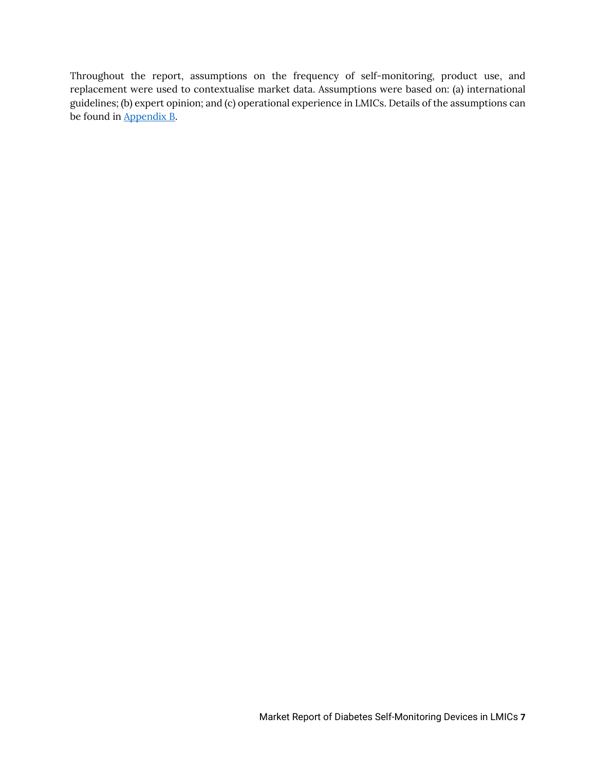Throughout the report, assumptions on the frequency of self-monitoring, product use, and replacement were used to contextualise market data. Assumptions were based on: (a) international guidelines; (b) expert opinion; and (c) operational experience in LMICs. Details of the assumptions can be found in Appendix B.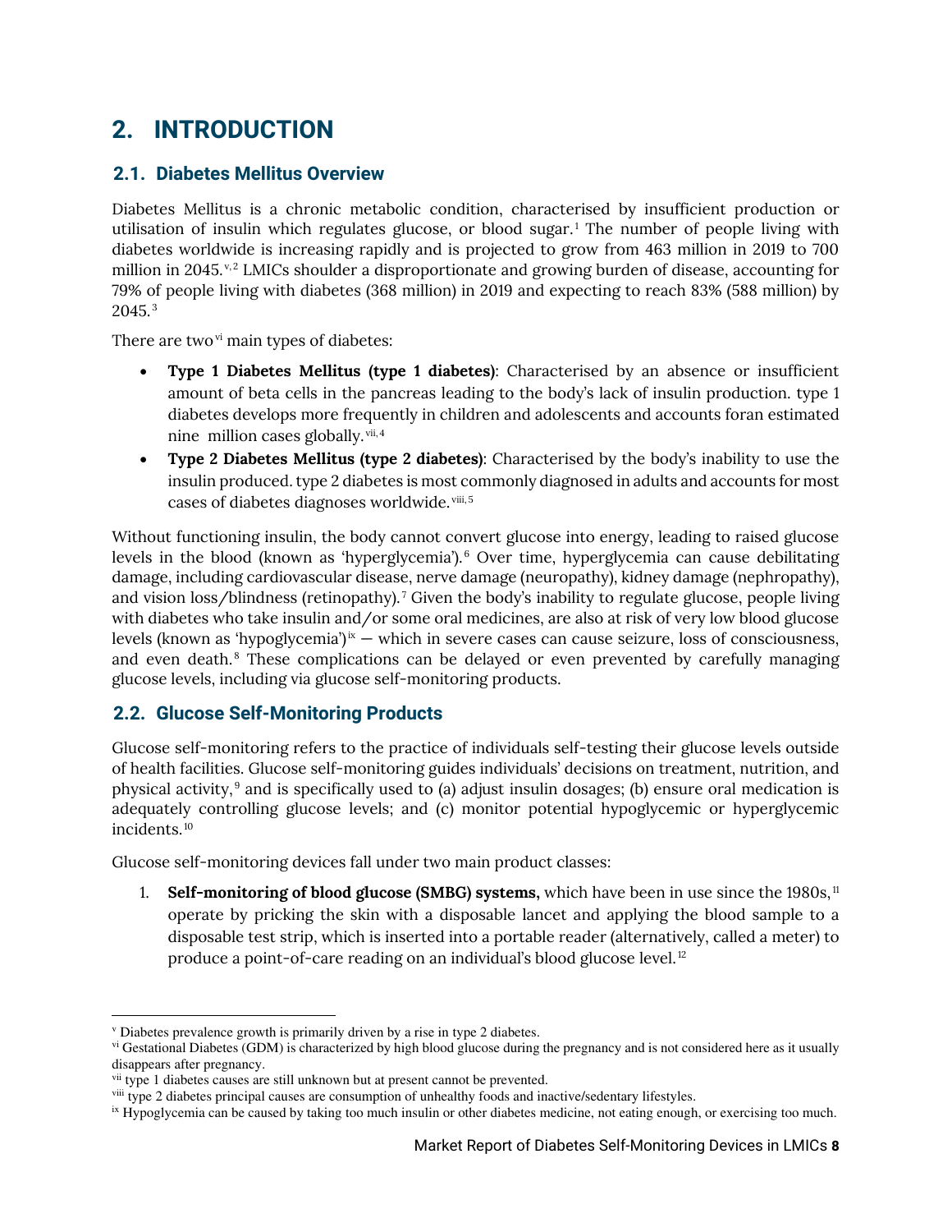# 2. INTRODUCTION

## 2.1. Diabetes Mellitus Overview

Diabetes Mellitus is a chronic metabolic condition, characterised by insufficient production or utilisation of insulin which regulates glucose, or blood sugar.[1] The number of people living with diabetes worldwide is increasing rapidly and is projected to grow from 463 million in 2019 to 700 million in 2045.[v,2] LMICs shoulder a disproportionate and growing burden of disease, accounting for 79% of people living with diabetes (368 million) in 2019 and expecting to reach 83% (588 million) by 2045.[3]

There are two[vi] main types of diabetes:

- **Type 1 Diabetes Mellitus (type 1 diabetes)**: Characterised by an absence or insufficient amount of beta cells in the pancreas leading to the body's lack of insulin production. type 1 diabetes develops more frequently in children and adolescents and accounts foran estimated nine million cases globally.[vii,4]
- **Type 2 Diabetes Mellitus (type 2 diabetes)**: Characterised by the body's inability to use the insulin produced. type 2 diabetes is most commonly diagnosed in adults and accounts for most cases of diabetes diagnoses worldwide.[viii,5]

Without functioning insulin, the body cannot convert glucose into energy, leading to raised glucose levels in the blood (known as 'hyperglycemia').[6] Over time, hyperglycemia can cause debilitating damage, including cardiovascular disease, nerve damage (neuropathy), kidney damage (nephropathy), and vision loss/blindness (retinopathy).[7] Given the body's inability to regulate glucose, people living with diabetes who take insulin and/or some oral medicines, are also at risk of very low blood glucose levels (known as 'hypoglycemia')[ix] — which in severe cases can cause seizure, loss of consciousness, and even death.[8] These complications can be delayed or even prevented by carefully managing glucose levels, including via glucose self-monitoring products.

## 2.2. Glucose Self-Monitoring Products

Glucose self-monitoring refers to the practice of individuals self-testing their glucose levels outside of health facilities. Glucose self-monitoring guides individuals' decisions on treatment, nutrition, and physical activity,[9] and is specifically used to (a) adjust insulin dosages; (b) ensure oral medication is adequately controlling glucose levels; and (c) monitor potential hypoglycemic or hyperglycemic incidents.[10]

Glucose self-monitoring devices fall under two main product classes:

1. **Self-monitoring of blood glucose (SMBG) systems,** which have been in use since the 1980s,[11] operate by pricking the skin with a disposable lancet and applying the blood sample to a disposable test strip, which is inserted into a portable reader (alternatively, called a meter) to produce a point-of-care reading on an individual's blood glucose level.[12]

---

[v] Diabetes prevalence growth is primarily driven by a rise in type 2 diabetes.

[vi] Gestational Diabetes (GDM) is characterized by high blood glucose during the pregnancy and is not considered here as it usually disappears after pregnancy.

[vii] type 1 diabetes causes are still unknown but at present cannot be prevented.

[viii] type 2 diabetes principal causes are consumption of unhealthy foods and inactive/sedentary lifestyles.

[ix] Hypoglycemia can be caused by taking too much insulin or other diabetes medicine, not eating enough, or exercising too much.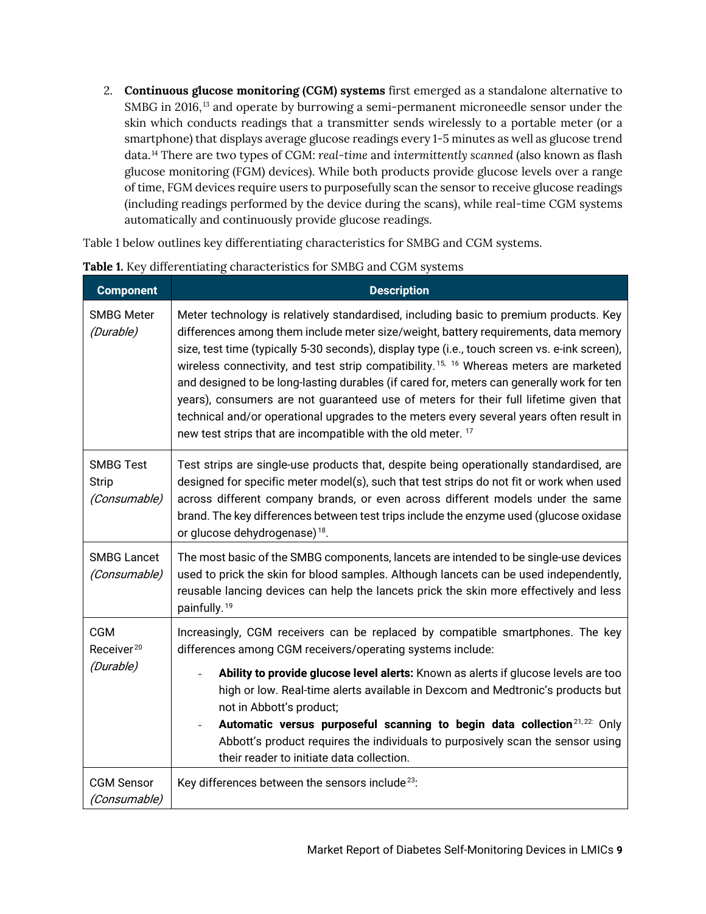2. **Continuous glucose monitoring (CGM) systems** first emerged as a standalone alternative to SMBG in 2016,[13] and operate by burrowing a semi-permanent microneedle sensor under the skin which conducts readings that a transmitter sends wirelessly to a portable meter (or a smartphone) that displays average glucose readings every 1-5 minutes as well as glucose trend data.[14] There are two types of CGM: *real-time* and *intermittently scanned* (also known as flash glucose monitoring (FGM) devices). While both products provide glucose levels over a range of time, FGM devices require users to purposefully scan the sensor to receive glucose readings (including readings performed by the device during the scans), while real-time CGM systems automatically and continuously provide glucose readings.

Table 1 below outlines key differentiating characteristics for SMBG and CGM systems.

**Table 1.** Key differentiating characteristics for SMBG and CGM systems

| Component | Description |
|---|---|
| SMBG Meter *(Durable)* | Meter technology is relatively standardised, including basic to premium products. Key differences among them include meter size/weight, battery requirements, data memory size, test time (typically 5-30 seconds), display type (i.e., touch screen vs. e-ink screen), wireless connectivity, and test strip compatibility.[15, 16] Whereas meters are marketed and designed to be long-lasting durables (if cared for, meters can generally work for ten years), consumers are not guaranteed use of meters for their full lifetime given that technical and/or operational upgrades to the meters every several years often result in new test strips that are incompatible with the old meter. [17] |
| SMBG Test Strip *(Consumable)* | Test strips are single-use products that, despite being operationally standardised, are designed for specific meter model(s), such that test strips do not fit or work when used across different company brands, or even across different models under the same brand. The key differences between test trips include the enzyme used (glucose oxidase or glucose dehydrogenase)[18]. |
| SMBG Lancet *(Consumable)* | The most basic of the SMBG components, lancets are intended to be single-use devices used to prick the skin for blood samples. Although lancets can be used independently, reusable lancing devices can help the lancets prick the skin more effectively and less painfully.[19] |
| CGM Receiver[20] *(Durable)* | Increasingly, CGM receivers can be replaced by compatible smartphones. The key differences among CGM receivers/operating systems include:<br>- **Ability to provide glucose level alerts:** Known as alerts if glucose levels are too high or low. Real-time alerts available in Dexcom and Medtronic's products but not in Abbott's product;<br>- **Automatic versus purposeful scanning to begin data collection**[21,22]: Only Abbott's product requires the individuals to purposively scan the sensor using their reader to initiate data collection. |
| CGM Sensor *(Consumable)* | Key differences between the sensors include[23]: |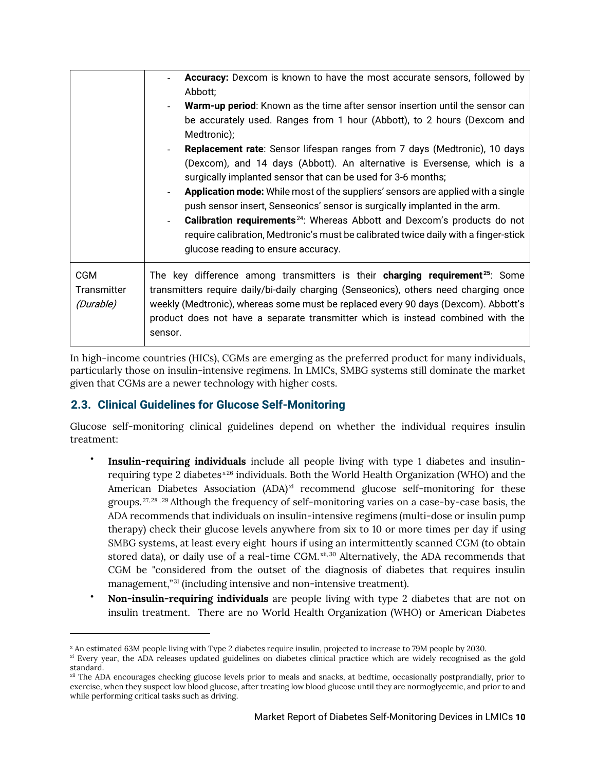| | - **Accuracy:** Dexcom is known to have the most accurate sensors, followed by Abbott;<br>- **Warm-up period**: Known as the time after sensor insertion until the sensor can be accurately used. Ranges from 1 hour (Abbott), to 2 hours (Dexcom and Medtronic);<br>- **Replacement rate**: Sensor lifespan ranges from 7 days (Medtronic), 10 days (Dexcom), and 14 days (Abbott). An alternative is Eversense, which is a surgically implanted sensor that can be used for 3-6 months;<br>- **Application mode:** While most of the suppliers' sensors are applied with a single push sensor insert, Senseonics' sensor is surgically implanted in the arm.<br>- **Calibration requirements**[24]: Whereas Abbott and Dexcom's products do not require calibration, Medtronic's must be calibrated twice daily with a finger-stick glucose reading to ensure accuracy. |
|---|---|
| CGM Transmitter *(Durable)* | The key difference among transmitters is their **charging requirement**[25]: Some transmitters require daily/bi-daily charging (Senseonics), others need charging once weekly (Medtronic), whereas some must be replaced every 90 days (Dexcom). Abbott's product does not have a separate transmitter which is instead combined with the sensor. |

In high-income countries (HICs), CGMs are emerging as the preferred product for many individuals, particularly those on insulin-intensive regimens. In LMICs, SMBG systems still dominate the market given that CGMs are a newer technology with higher costs.

## 2.3. Clinical Guidelines for Glucose Self-Monitoring

Glucose self-monitoring clinical guidelines depend on whether the individual requires insulin treatment:

- **Insulin-requiring individuals** include all people living with type 1 diabetes and insulin-requiring type 2 diabetes[x][26] individuals. Both the World Health Organization (WHO) and the American Diabetes Association (ADA)[xi] recommend glucose self-monitoring for these groups.[27,28,29] Although the frequency of self-monitoring varies on a case-by-case basis, the ADA recommends that individuals on insulin-intensive regimens (multi-dose or insulin pump therapy) check their glucose levels anywhere from six to 10 or more times per day if using SMBG systems, at least every eight hours if using an intermittently scanned CGM (to obtain stored data), or daily use of a real-time CGM.[xii,30] Alternatively, the ADA recommends that CGM be "considered from the outset of the diagnosis of diabetes that requires insulin management,"[31] (including intensive and non-intensive treatment).
- **Non-insulin-requiring individuals** are people living with type 2 diabetes that are not on insulin treatment. There are no World Health Organization (WHO) or American Diabetes

---

[x] An estimated 63M people living with Type 2 diabetes require insulin, projected to increase to 79M people by 2030.

[xi] Every year, the ADA releases updated guidelines on diabetes clinical practice which are widely recognised as the gold standard.

[xii] The ADA encourages checking glucose levels prior to meals and snacks, at bedtime, occasionally postprandially, prior to exercise, when they suspect low blood glucose, after treating low blood glucose until they are normoglycemic, and prior to and while performing critical tasks such as driving.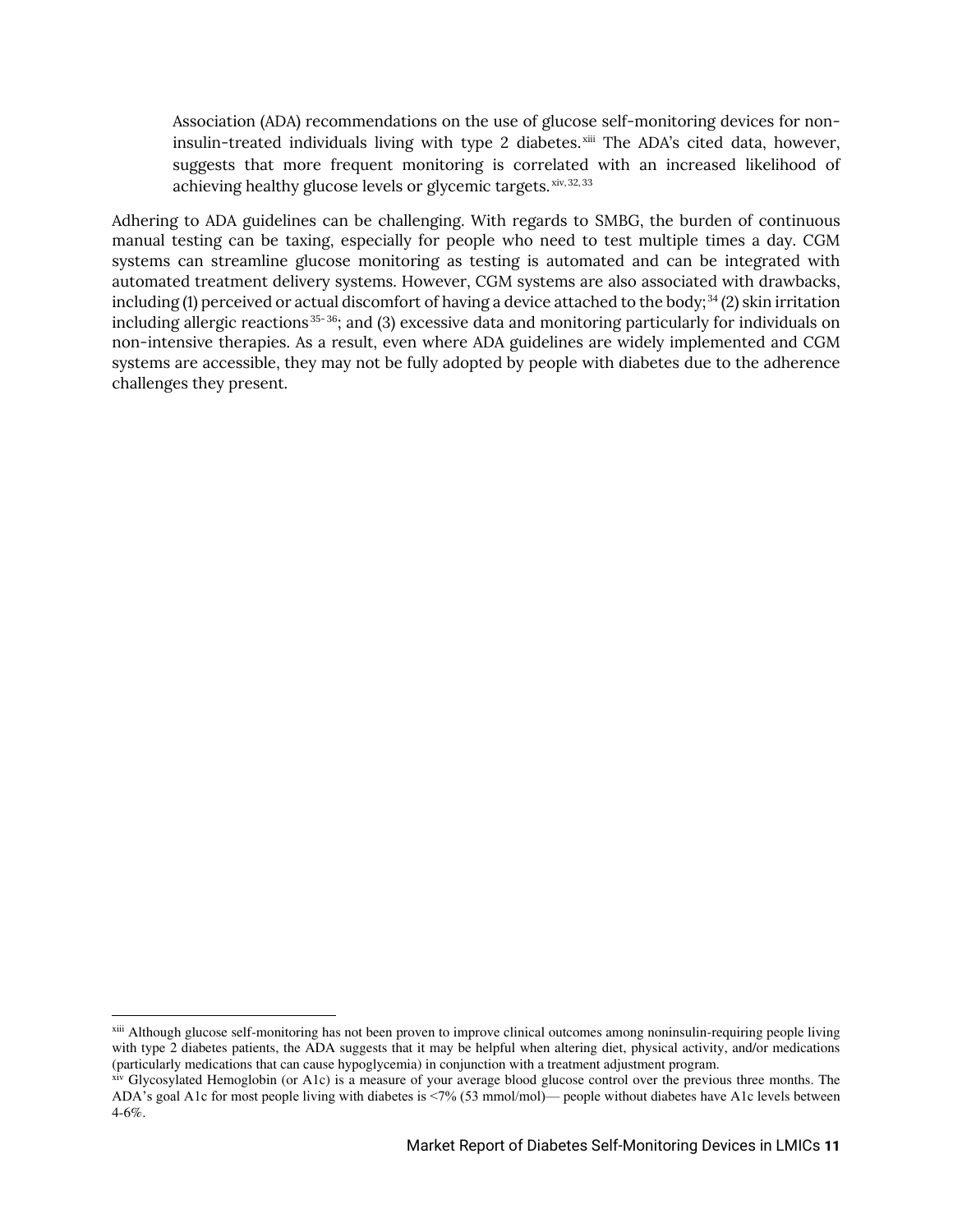Association (ADA) recommendations on the use of glucose self-monitoring devices for non-insulin-treated individuals living with type 2 diabetes.[xiii] The ADA's cited data, however, suggests that more frequent monitoring is correlated with an increased likelihood of achieving healthy glucose levels or glycemic targets.[xiv, 32, 33]

Adhering to ADA guidelines can be challenging. With regards to SMBG, the burden of continuous manual testing can be taxing, especially for people who need to test multiple times a day. CGM systems can streamline glucose monitoring as testing is automated and can be integrated with automated treatment delivery systems. However, CGM systems are also associated with drawbacks, including (1) perceived or actual discomfort of having a device attached to the body;[34] (2) skin irritation including allergic reactions[35-36]; and (3) excessive data and monitoring particularly for individuals on non-intensive therapies. As a result, even where ADA guidelines are widely implemented and CGM systems are accessible, they may not be fully adopted by people with diabetes due to the adherence challenges they present.

---

[xiii] Although glucose self-monitoring has not been proven to improve clinical outcomes among noninsulin-requiring people living with type 2 diabetes patients, the ADA suggests that it may be helpful when altering diet, physical activity, and/or medications (particularly medications that can cause hypoglycemia) in conjunction with a treatment adjustment program.

[xiv] Glycosylated Hemoglobin (or A1c) is a measure of your average blood glucose control over the previous three months. The ADA's goal A1c for most people living with diabetes is <7% (53 mmol/mol)— people without diabetes have A1c levels between 4-6%.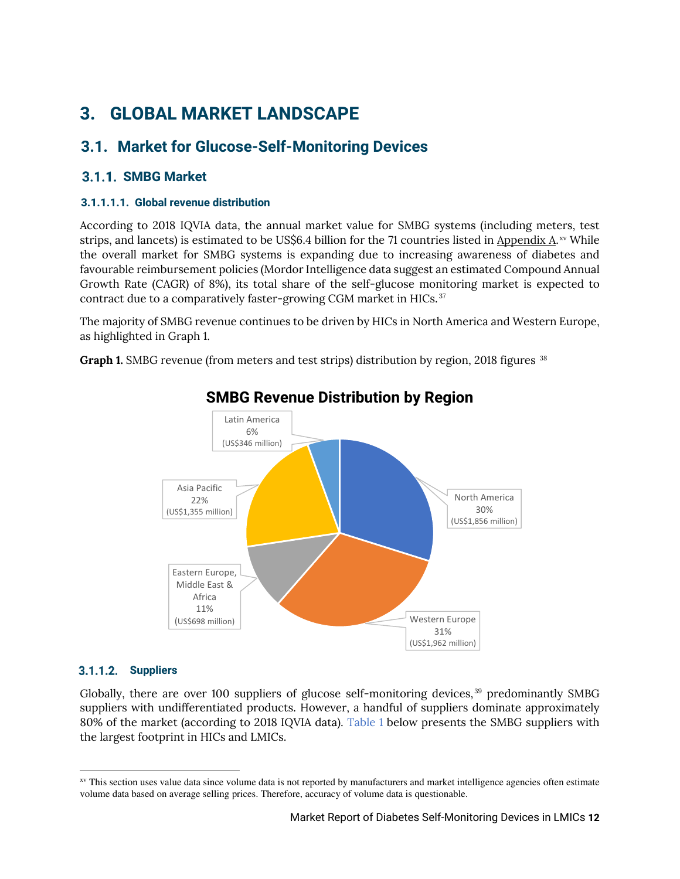# 3. GLOBAL MARKET LANDSCAPE

## 3.1. Market for Glucose-Self-Monitoring Devices

### 3.1.1. SMBG Market

#### 3.1.1.1.1. Global revenue distribution

According to 2018 IQVIA data, the annual market value for SMBG systems (including meters, test strips, and lancets) is estimated to be US$6.4 billion for the 71 countries listed in Appendix A.[xv] While the overall market for SMBG systems is expanding due to increasing awareness of diabetes and favourable reimbursement policies (Mordor Intelligence data suggest an estimated Compound Annual Growth Rate (CAGR) of 8%), its total share of the self-glucose monitoring market is expected to contract due to a comparatively faster-growing CGM market in HICs.[37]

The majority of SMBG revenue continues to be driven by HICs in North America and Western Europe, as highlighted in Graph 1.

**Graph 1.** SMBG revenue (from meters and test strips) distribution by region, 2018 figures [38]

**SMBG Revenue Distribution by Region**

| Region | Share | Revenue |
|---|---|---|
| North America | 30% | US$1,856 million |
| Western Europe | 31% | US$1,962 million |
| Eastern Europe, Middle East & Africa | 11% | US$698 million |
| Asia Pacific | 22% | US$1,355 million |
| Latin America | 6% | US$346 million |

### 3.1.1.2. Suppliers

Globally, there are over 100 suppliers of glucose self-monitoring devices,[39] predominantly SMBG suppliers with undifferentiated products. However, a handful of suppliers dominate approximately 80% of the market (according to 2018 IQVIA data). Table 1 below presents the SMBG suppliers with the largest footprint in HICs and LMICs.

---

[xv] This section uses value data since volume data is not reported by manufacturers and market intelligence agencies often estimate volume data based on average selling prices. Therefore, accuracy of volume data is questionable.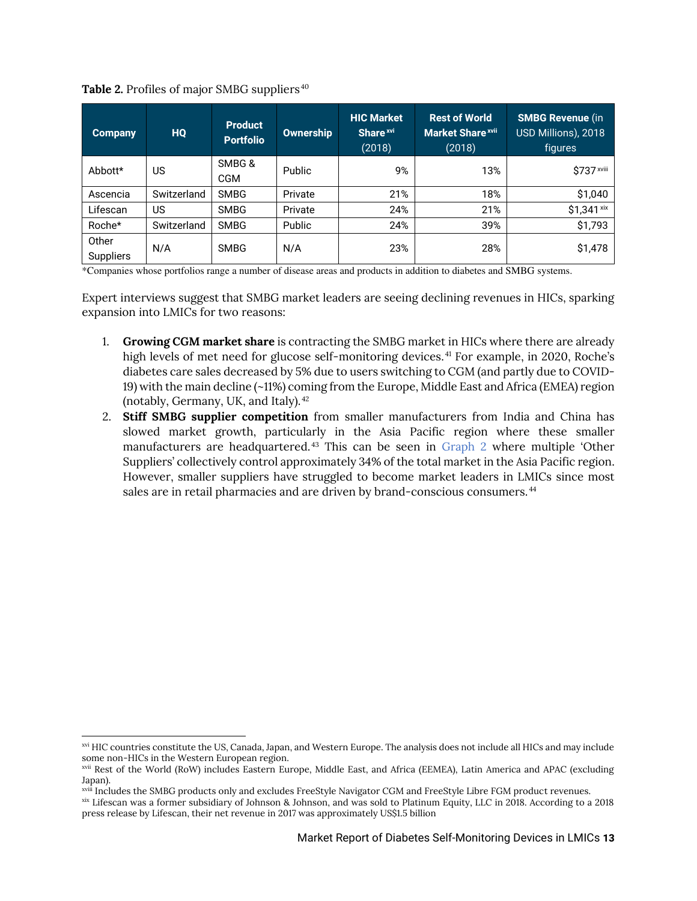**Table 2.** Profiles of major SMBG suppliers[40]

| Company | HQ | Product Portfolio | Ownership | HIC Market Share[xvi] (2018) | Rest of World Market Share[xvii] (2018) | SMBG Revenue (in USD Millions), 2018 figures |
|---|---|---|---|---|---|---|
| Abbott* | US | SMBG & CGM | Public | 9% | 13% | $737[xviii] |
| Ascencia | Switzerland | SMBG | Private | 21% | 18% | $1,040 |
| Lifescan | US | SMBG | Private | 24% | 21% | $1,341[xix] |
| Roche* | Switzerland | SMBG | Public | 24% | 39% | $1,793 |
| Other Suppliers | N/A | SMBG | N/A | 23% | 28% | $1,478 |

*Companies whose portfolios range a number of disease areas and products in addition to diabetes and SMBG systems.

Expert interviews suggest that SMBG market leaders are seeing declining revenues in HICs, sparking expansion into LMICs for two reasons:

1. **Growing CGM market share** is contracting the SMBG market in HICs where there are already high levels of met need for glucose self-monitoring devices.[41] For example, in 2020, Roche's diabetes care sales decreased by 5% due to users switching to CGM (and partly due to COVID-19) with the main decline (~11%) coming from the Europe, Middle East and Africa (EMEA) region (notably, Germany, UK, and Italy).[42]
2. **Stiff SMBG supplier competition** from smaller manufacturers from India and China has slowed market growth, particularly in the Asia Pacific region where these smaller manufacturers are headquartered.[43] This can be seen in Graph 2 where multiple 'Other Suppliers' collectively control approximately 34% of the total market in the Asia Pacific region. However, smaller suppliers have struggled to become market leaders in LMICs since most sales are in retail pharmacies and are driven by brand-conscious consumers.[44]

---

[xvi] HIC countries constitute the US, Canada, Japan, and Western Europe. The analysis does not include all HICs and may include some non-HICs in the Western European region.

[xvii] Rest of the World (RoW) includes Eastern Europe, Middle East, and Africa (EEMEA), Latin America and APAC (excluding Japan).

[xviii] Includes the SMBG products only and excludes FreeStyle Navigator CGM and FreeStyle Libre FGM product revenues.

[xix] Lifescan was a former subsidiary of Johnson & Johnson, and was sold to Platinum Equity, LLC in 2018. According to a 2018 press release by Lifescan, their net revenue in 2017 was approximately US$1.5 billion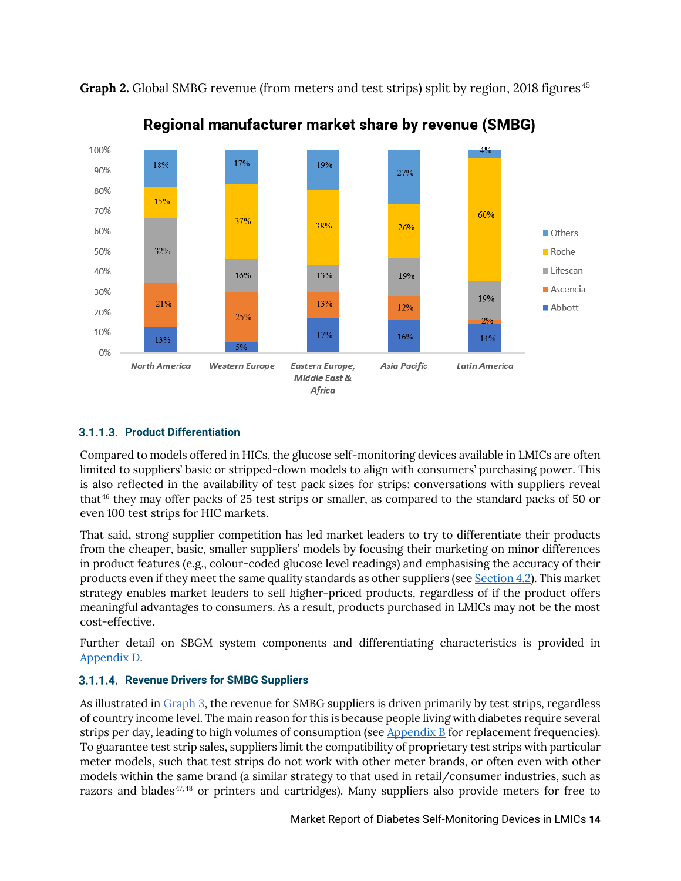**Graph 2.** Global SMBG revenue (from meters and test strips) split by region, 2018 figures[45]

**Regional manufacturer market share by revenue (SMBG)**

| | North America | Western Europe | Eastern Europe, Middle East & Africa | Asia Pacific | Latin America |
|---|---|---|---|---|---|
| Others | 18% | 17% | 19% | 27% | 4% |
| Roche | 15% | 37% | 38% | 26% | 60% |
| Lifescan | 32% | 16% | 13% | 19% | 19% |
| Ascencia | 21% | 25% | 13% | 12% | 2% |
| Abbott | 13% | 5% | 17% | 16% | 14% |

### 3.1.1.3. Product Differentiation

Compared to models offered in HICs, the glucose self-monitoring devices available in LMICs are often limited to suppliers' basic or stripped-down models to align with consumers' purchasing power. This is also reflected in the availability of test pack sizes for strips: conversations with suppliers reveal that[46] they may offer packs of 25 test strips or smaller, as compared to the standard packs of 50 or even 100 test strips for HIC markets.

That said, strong supplier competition has led market leaders to try to differentiate their products from the cheaper, basic, smaller suppliers' models by focusing their marketing on minor differences in product features (e.g., colour-coded glucose level readings) and emphasising the accuracy of their products even if they meet the same quality standards as other suppliers (see Section 4.2). This market strategy enables market leaders to sell higher-priced products, regardless of if the product offers meaningful advantages to consumers. As a result, products purchased in LMICs may not be the most cost-effective.

Further detail on SBGM system components and differentiating characteristics is provided in Appendix D.

### 3.1.1.4. Revenue Drivers for SMBG Suppliers

As illustrated in Graph 3, the revenue for SMBG suppliers is driven primarily by test strips, regardless of country income level. The main reason for this is because people living with diabetes require several strips per day, leading to high volumes of consumption (see Appendix B for replacement frequencies). To guarantee test strip sales, suppliers limit the compatibility of proprietary test strips with particular meter models, such that test strips do not work with other meter brands, or often even with other models within the same brand (a similar strategy to that used in retail/consumer industries, such as razors and blades[47,48] or printers and cartridges). Many suppliers also provide meters for free to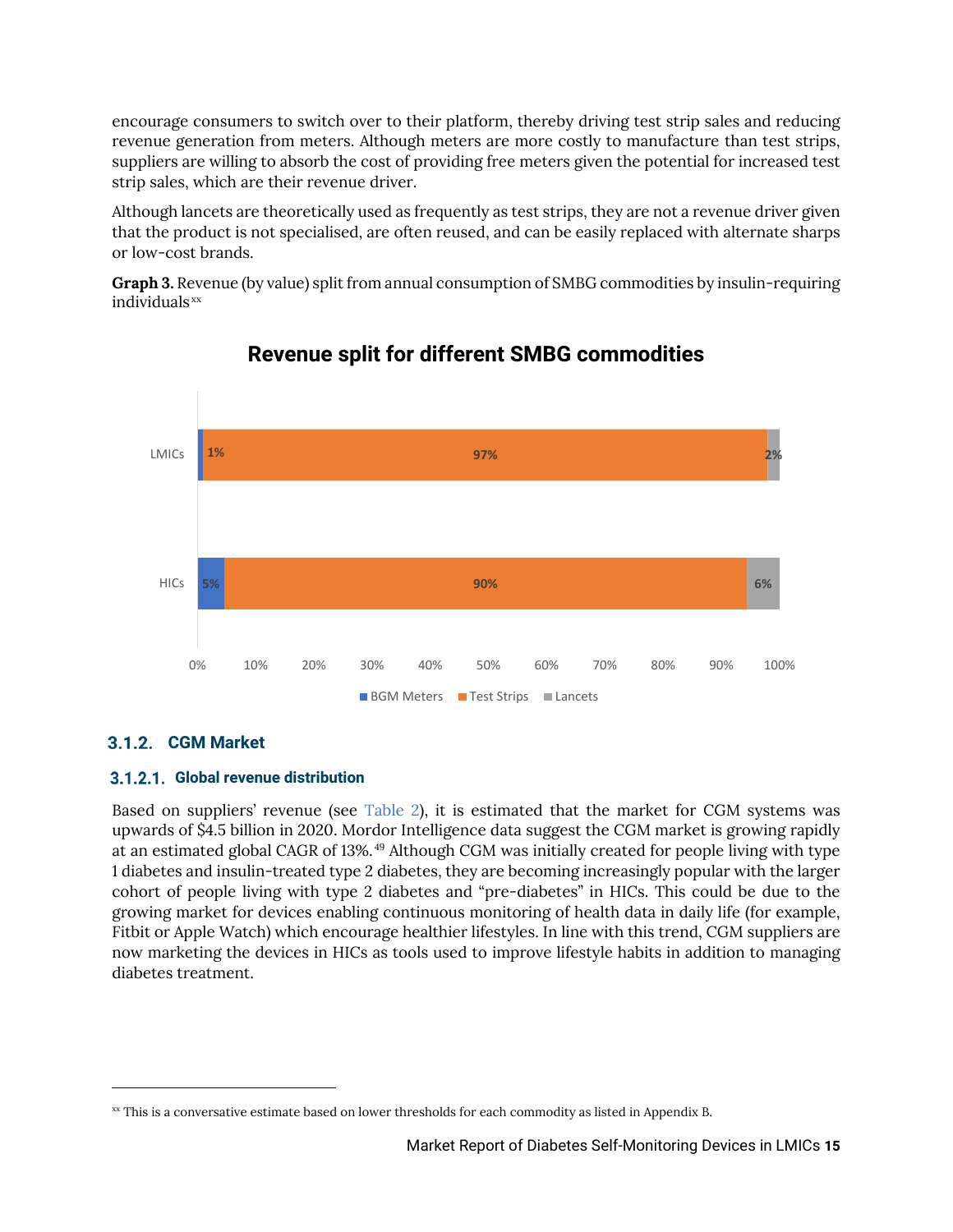encourage consumers to switch over to their platform, thereby driving test strip sales and reducing revenue generation from meters. Although meters are more costly to manufacture than test strips, suppliers are willing to absorb the cost of providing free meters given the potential for increased test strip sales, which are their revenue driver.

Although lancets are theoretically used as frequently as test strips, they are not a revenue driver given that the product is not specialised, are often reused, and can be easily replaced with alternate sharps or low-cost brands.

**Graph 3.** Revenue (by value) split from annual consumption of SMBG commodities by insulin-requiring individuals[xx]

**Revenue split for different SMBG commodities**

| | BGM Meters | Test Strips | Lancets |
|---|---|---|---|
| LMICs | 1% | 97% | 2% |
| HICs | 5% | 90% | 6% |

### 3.1.2. CGM Market

#### 3.1.2.1. Global revenue distribution

Based on suppliers' revenue (see Table 2), it is estimated that the market for CGM systems was upwards of $4.5 billion in 2020. Mordor Intelligence data suggest the CGM market is growing rapidly at an estimated global CAGR of 13%.[49] Although CGM was initially created for people living with type 1 diabetes and insulin-treated type 2 diabetes, they are becoming increasingly popular with the larger cohort of people living with type 2 diabetes and "pre-diabetes" in HICs. This could be due to the growing market for devices enabling continuous monitoring of health data in daily life (for example, Fitbit or Apple Watch) which encourage healthier lifestyles. In line with this trend, CGM suppliers are now marketing the devices in HICs as tools used to improve lifestyle habits in addition to managing diabetes treatment.

---

[xx] This is a conversative estimate based on lower thresholds for each commodity as listed in Appendix B.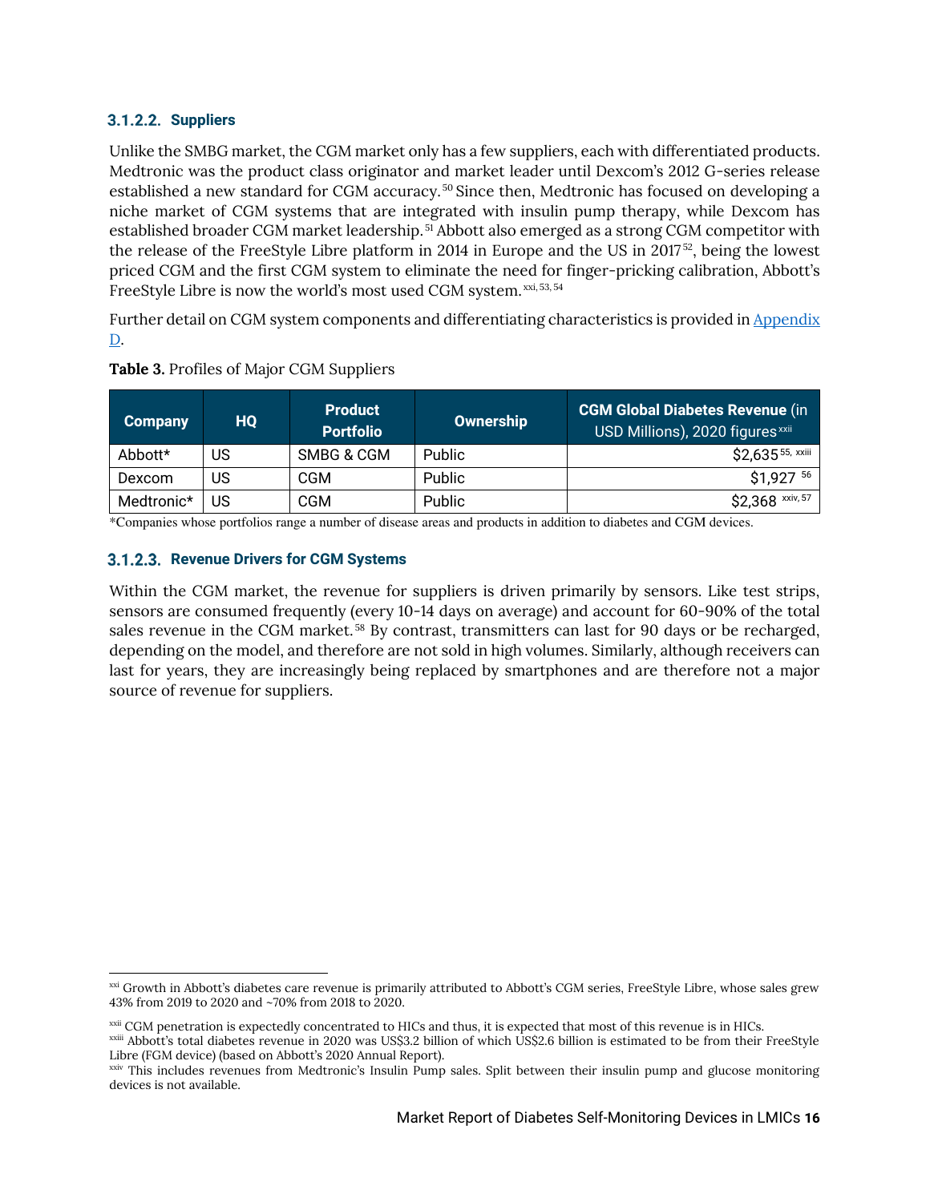#### 3.1.2.2. Suppliers

Unlike the SMBG market, the CGM market only has a few suppliers, each with differentiated products. Medtronic was the product class originator and market leader until Dexcom's 2012 G-series release established a new standard for CGM accuracy.[50] Since then, Medtronic has focused on developing a niche market of CGM systems that are integrated with insulin pump therapy, while Dexcom has established broader CGM market leadership.[51] Abbott also emerged as a strong CGM competitor with the release of the FreeStyle Libre platform in 2014 in Europe and the US in 2017[52], being the lowest priced CGM and the first CGM system to eliminate the need for finger-pricking calibration, Abbott's FreeStyle Libre is now the world's most used CGM system.[xxi, 53, 54]

Further detail on CGM system components and differentiating characteristics is provided in Appendix D.

**Table 3.** Profiles of Major CGM Suppliers

| Company | HQ | Product Portfolio | Ownership | **CGM Global Diabetes Revenue** (in USD Millions), 2020 figures[xxii] |
|---|---|---|---|---|
| Abbott* | US | SMBG & CGM | Public | $2,635[55, xxiii] |
| Dexcom | US | CGM | Public | $1,927[56] |
| Medtronic* | US | CGM | Public | $2,368[xxiv, 57] |

*Companies whose portfolios range a number of disease areas and products in addition to diabetes and CGM devices.

#### 3.1.2.3. Revenue Drivers for CGM Systems

Within the CGM market, the revenue for suppliers is driven primarily by sensors. Like test strips, sensors are consumed frequently (every 10-14 days on average) and account for 60-90% of the total sales revenue in the CGM market.[58] By contrast, transmitters can last for 90 days or be recharged, depending on the model, and therefore are not sold in high volumes. Similarly, although receivers can last for years, they are increasingly being replaced by smartphones and are therefore not a major source of revenue for suppliers.

---

[xxi] Growth in Abbott's diabetes care revenue is primarily attributed to Abbott's CGM series, FreeStyle Libre, whose sales grew 43% from 2019 to 2020 and ~70% from 2018 to 2020.

[xxii] CGM penetration is expectedly concentrated to HICs and thus, it is expected that most of this revenue is in HICs.

[xxiii] Abbott's total diabetes revenue in 2020 was US$3.2 billion of which US$2.6 billion is estimated to be from their FreeStyle Libre (FGM device) (based on Abbott's 2020 Annual Report).

[xxiv] This includes revenues from Medtronic's Insulin Pump sales. Split between their insulin pump and glucose monitoring devices is not available.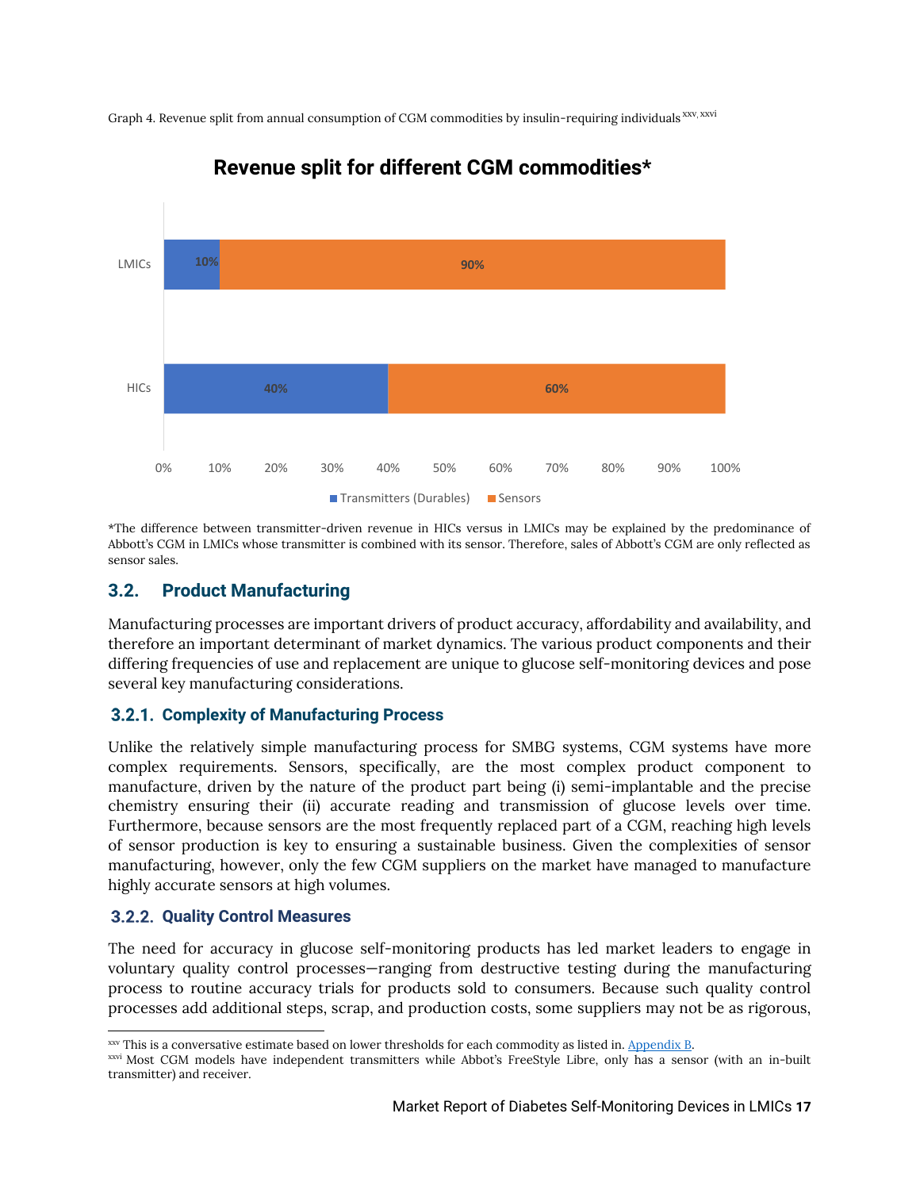Graph 4. Revenue split from annual consumption of CGM commodities by insulin-requiring individuals[xxv, xxvi]

**Revenue split for different CGM commodities***

| | Transmitters (Durables) | Sensors |
|---|---|---|
| LMICs | 10% | 90% |
| HICs | 40% | 60% |

*The difference between transmitter-driven revenue in HICs versus in LMICs may be explained by the predominance of Abbott's CGM in LMICs whose transmitter is combined with its sensor. Therefore, sales of Abbott's CGM are only reflected as sensor sales.

## 3.2. Product Manufacturing

Manufacturing processes are important drivers of product accuracy, affordability and availability, and therefore an important determinant of market dynamics. The various product components and their differing frequencies of use and replacement are unique to glucose self-monitoring devices and pose several key manufacturing considerations.

### 3.2.1. Complexity of Manufacturing Process

Unlike the relatively simple manufacturing process for SMBG systems, CGM systems have more complex requirements. Sensors, specifically, are the most complex product component to manufacture, driven by the nature of the product part being (i) semi-implantable and the precise chemistry ensuring their (ii) accurate reading and transmission of glucose levels over time. Furthermore, because sensors are the most frequently replaced part of a CGM, reaching high levels of sensor production is key to ensuring a sustainable business. Given the complexities of sensor manufacturing, however, only the few CGM suppliers on the market have managed to manufacture highly accurate sensors at high volumes.

### 3.2.2. Quality Control Measures

The need for accuracy in glucose self-monitoring products has led market leaders to engage in voluntary quality control processes—ranging from destructive testing during the manufacturing process to routine accuracy trials for products sold to consumers. Because such quality control processes add additional steps, scrap, and production costs, some suppliers may not be as rigorous,

---

[xxv] This is a conversative estimate based on lower thresholds for each commodity as listed in. Appendix B.

[xxvi] Most CGM models have independent transmitters while Abbot's FreeStyle Libre, only has a sensor (with an in-built transmitter) and receiver.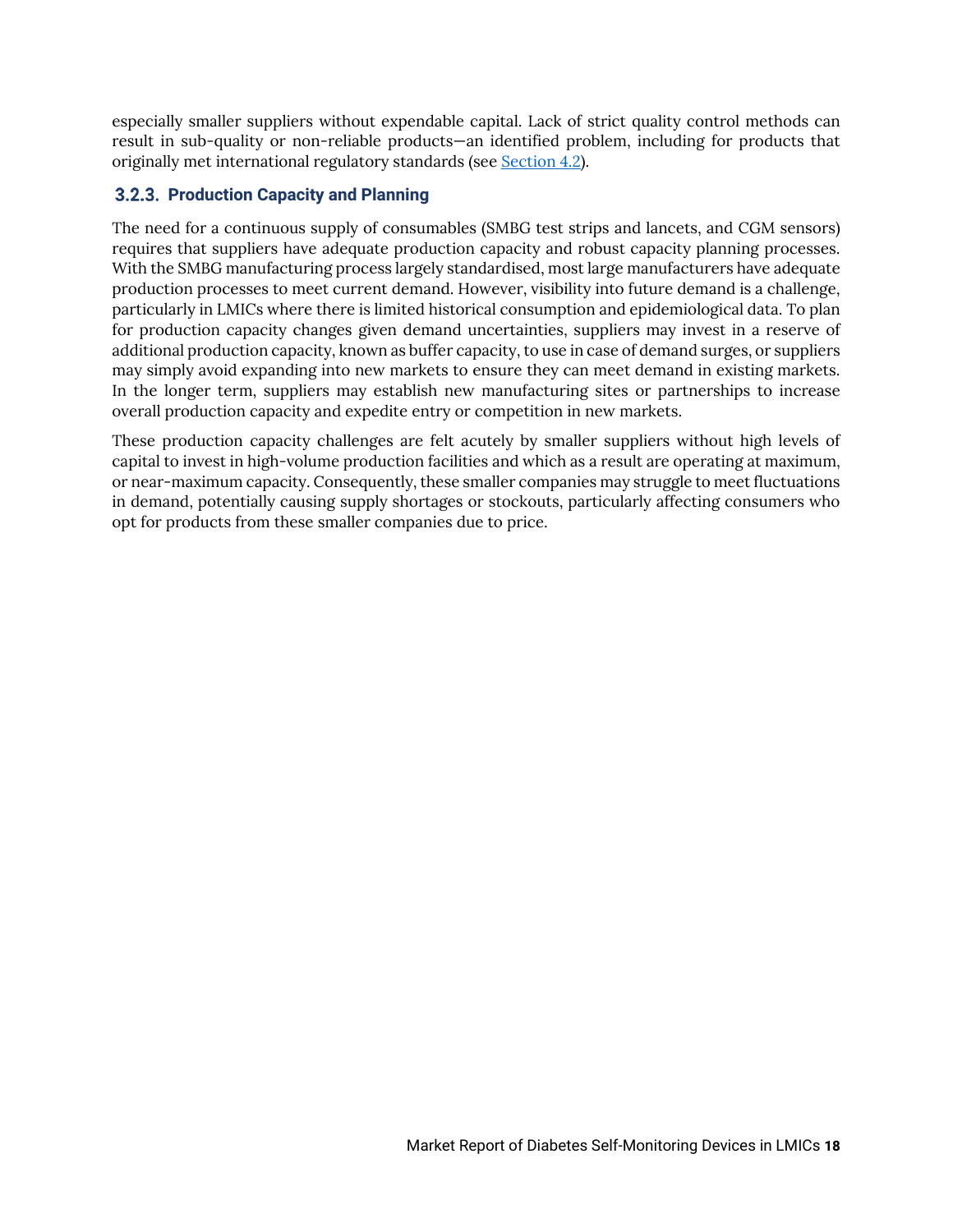especially smaller suppliers without expendable capital. Lack of strict quality control methods can result in sub-quality or non-reliable products—an identified problem, including for products that originally met international regulatory standards (see Section 4.2).

### 3.2.3. Production Capacity and Planning

The need for a continuous supply of consumables (SMBG test strips and lancets, and CGM sensors) requires that suppliers have adequate production capacity and robust capacity planning processes. With the SMBG manufacturing process largely standardised, most large manufacturers have adequate production processes to meet current demand. However, visibility into future demand is a challenge, particularly in LMICs where there is limited historical consumption and epidemiological data. To plan for production capacity changes given demand uncertainties, suppliers may invest in a reserve of additional production capacity, known as buffer capacity, to use in case of demand surges, or suppliers may simply avoid expanding into new markets to ensure they can meet demand in existing markets. In the longer term, suppliers may establish new manufacturing sites or partnerships to increase overall production capacity and expedite entry or competition in new markets.

These production capacity challenges are felt acutely by smaller suppliers without high levels of capital to invest in high-volume production facilities and which as a result are operating at maximum, or near-maximum capacity. Consequently, these smaller companies may struggle to meet fluctuations in demand, potentially causing supply shortages or stockouts, particularly affecting consumers who opt for products from these smaller companies due to price.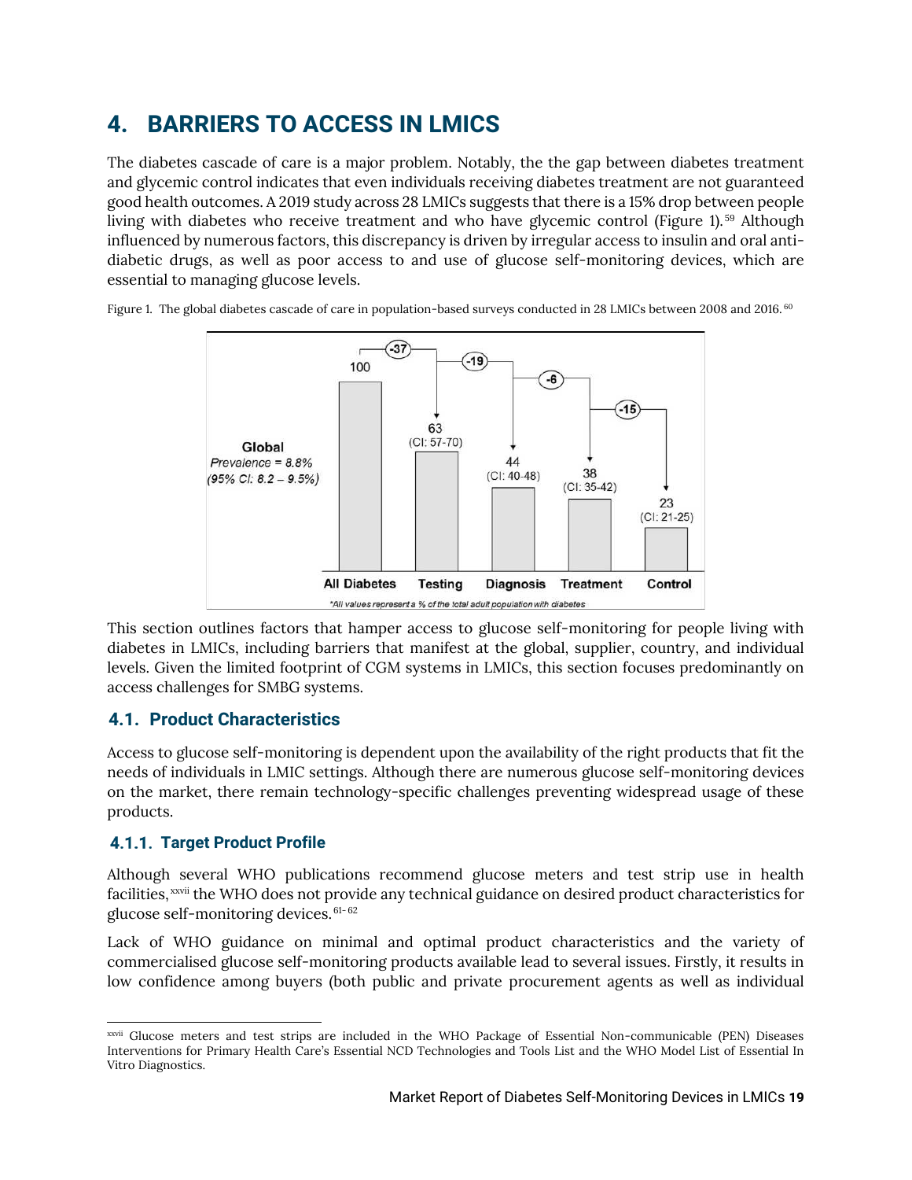# 4. BARRIERS TO ACCESS IN LMICS

The diabetes cascade of care is a major problem. Notably, the the gap between diabetes treatment and glycemic control indicates that even individuals receiving diabetes treatment are not guaranteed good health outcomes. A 2019 study across 28 LMICs suggests that there is a 15% drop between people living with diabetes who receive treatment and who have glycemic control (Figure 1).[59] Although influenced by numerous factors, this discrepancy is driven by irregular access to insulin and oral anti-diabetic drugs, as well as poor access to and use of glucose self-monitoring devices, which are essential to managing glucose levels.

Figure 1. The global diabetes cascade of care in population-based surveys conducted in 28 LMICs between 2008 and 2016.[60]

Global
*Prevalence = 8.8%*
*(95% CI: 8.2 – 9.5%)*

| Stage | Value | Drop |
|---|---|---|
| All Diabetes | 100 | |
| Testing | 63 (CI: 57-70) | -37 |
| Diagnosis | 44 (CI: 40-48) | -19 |
| Treatment | 38 (CI: 35-42) | -6 |
| Control | 23 (CI: 21-25) | -15 |

*\*All values represent a % of the total adult population with diabetes*

This section outlines factors that hamper access to glucose self-monitoring for people living with diabetes in LMICs, including barriers that manifest at the global, supplier, country, and individual levels. Given the limited footprint of CGM systems in LMICs, this section focuses predominantly on access challenges for SMBG systems.

## 4.1. Product Characteristics

Access to glucose self-monitoring is dependent upon the availability of the right products that fit the needs of individuals in LMIC settings. Although there are numerous glucose self-monitoring devices on the market, there remain technology-specific challenges preventing widespread usage of these products.

### 4.1.1. Target Product Profile

Although several WHO publications recommend glucose meters and test strip use in health facilities,[xxvii] the WHO does not provide any technical guidance on desired product characteristics for glucose self-monitoring devices.[61-62]

Lack of WHO guidance on minimal and optimal product characteristics and the variety of commercialised glucose self-monitoring products available lead to several issues. Firstly, it results in low confidence among buyers (both public and private procurement agents as well as individual

[xxvii] Glucose meters and test strips are included in the WHO Package of Essential Non-communicable (PEN) Diseases Interventions for Primary Health Care's Essential NCD Technologies and Tools List and the WHO Model List of Essential In Vitro Diagnostics.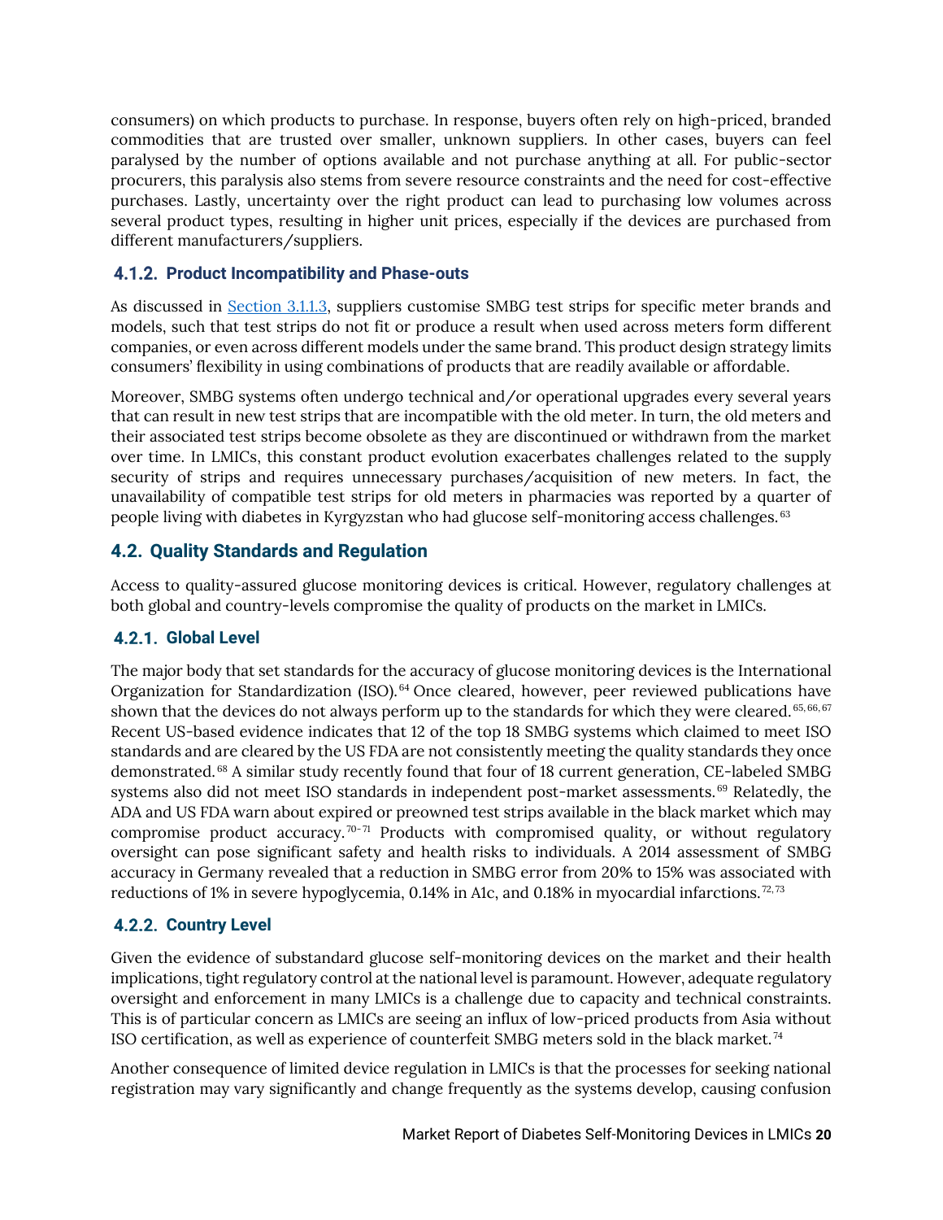consumers) on which products to purchase. In response, buyers often rely on high-priced, branded commodities that are trusted over smaller, unknown suppliers. In other cases, buyers can feel paralysed by the number of options available and not purchase anything at all. For public-sector procurers, this paralysis also stems from severe resource constraints and the need for cost-effective purchases. Lastly, uncertainty over the right product can lead to purchasing low volumes across several product types, resulting in higher unit prices, especially if the devices are purchased from different manufacturers/suppliers.

### 4.1.2. Product Incompatibility and Phase-outs

As discussed in Section 3.1.1.3, suppliers customise SMBG test strips for specific meter brands and models, such that test strips do not fit or produce a result when used across meters form different companies, or even across different models under the same brand. This product design strategy limits consumers' flexibility in using combinations of products that are readily available or affordable.

Moreover, SMBG systems often undergo technical and/or operational upgrades every several years that can result in new test strips that are incompatible with the old meter. In turn, the old meters and their associated test strips become obsolete as they are discontinued or withdrawn from the market over time. In LMICs, this constant product evolution exacerbates challenges related to the supply security of strips and requires unnecessary purchases/acquisition of new meters. In fact, the unavailability of compatible test strips for old meters in pharmacies was reported by a quarter of people living with diabetes in Kyrgyzstan who had glucose self-monitoring access challenges.[63]

## 4.2. Quality Standards and Regulation

Access to quality-assured glucose monitoring devices is critical. However, regulatory challenges at both global and country-levels compromise the quality of products on the market in LMICs.

### 4.2.1. Global Level

The major body that set standards for the accuracy of glucose monitoring devices is the International Organization for Standardization (ISO).[64] Once cleared, however, peer reviewed publications have shown that the devices do not always perform up to the standards for which they were cleared.[65,66,67] Recent US-based evidence indicates that 12 of the top 18 SMBG systems which claimed to meet ISO standards and are cleared by the US FDA are not consistently meeting the quality standards they once demonstrated.[68] A similar study recently found that four of 18 current generation, CE-labeled SMBG systems also did not meet ISO standards in independent post-market assessments.[69] Relatedly, the ADA and US FDA warn about expired or preowned test strips available in the black market which may compromise product accuracy.[70-71] Products with compromised quality, or without regulatory oversight can pose significant safety and health risks to individuals. A 2014 assessment of SMBG accuracy in Germany revealed that a reduction in SMBG error from 20% to 15% was associated with reductions of 1% in severe hypoglycemia, 0.14% in A1c, and 0.18% in myocardial infarctions.[72,73]

### 4.2.2. Country Level

Given the evidence of substandard glucose self-monitoring devices on the market and their health implications, tight regulatory control at the national level is paramount. However, adequate regulatory oversight and enforcement in many LMICs is a challenge due to capacity and technical constraints. This is of particular concern as LMICs are seeing an influx of low-priced products from Asia without ISO certification, as well as experience of counterfeit SMBG meters sold in the black market.[74]

Another consequence of limited device regulation in LMICs is that the processes for seeking national registration may vary significantly and change frequently as the systems develop, causing confusion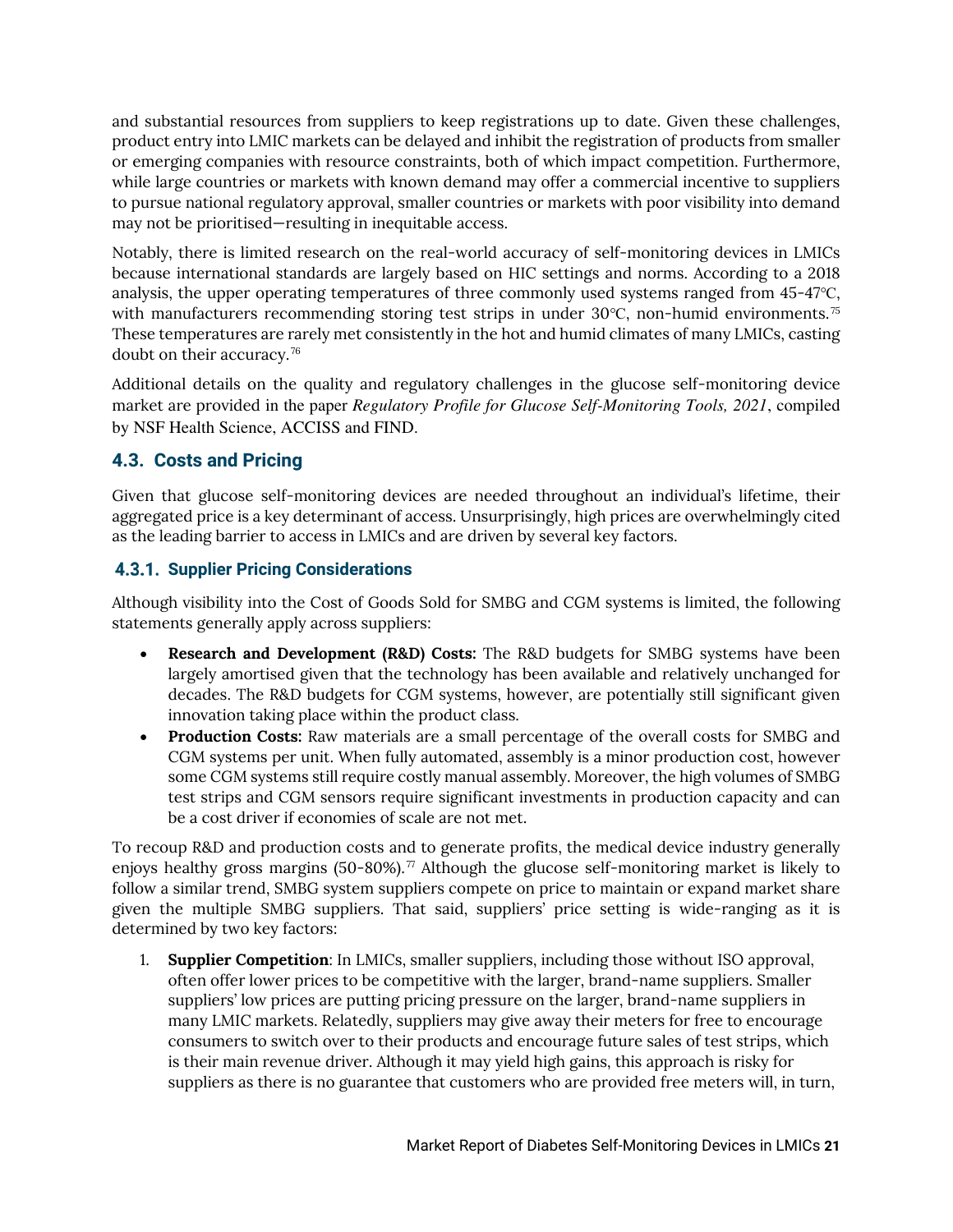and substantial resources from suppliers to keep registrations up to date. Given these challenges, product entry into LMIC markets can be delayed and inhibit the registration of products from smaller or emerging companies with resource constraints, both of which impact competition. Furthermore, while large countries or markets with known demand may offer a commercial incentive to suppliers to pursue national regulatory approval, smaller countries or markets with poor visibility into demand may not be prioritised—resulting in inequitable access.

Notably, there is limited research on the real-world accuracy of self-monitoring devices in LMICs because international standards are largely based on HIC settings and norms. According to a 2018 analysis, the upper operating temperatures of three commonly used systems ranged from 45-47°C, with manufacturers recommending storing test strips in under 30°C, non-humid environments.[75] These temperatures are rarely met consistently in the hot and humid climates of many LMICs, casting doubt on their accuracy.[76]

Additional details on the quality and regulatory challenges in the glucose self-monitoring device market are provided in the paper *Regulatory Profile for Glucose Self-Monitoring Tools, 2021*, compiled by NSF Health Science, ACCISS and FIND.

## 4.3. Costs and Pricing

Given that glucose self-monitoring devices are needed throughout an individual's lifetime, their aggregated price is a key determinant of access. Unsurprisingly, high prices are overwhelmingly cited as the leading barrier to access in LMICs and are driven by several key factors.

### 4.3.1. Supplier Pricing Considerations

Although visibility into the Cost of Goods Sold for SMBG and CGM systems is limited, the following statements generally apply across suppliers:

- **Research and Development (R&D) Costs:** The R&D budgets for SMBG systems have been largely amortised given that the technology has been available and relatively unchanged for decades. The R&D budgets for CGM systems, however, are potentially still significant given innovation taking place within the product class.
- **Production Costs:** Raw materials are a small percentage of the overall costs for SMBG and CGM systems per unit. When fully automated, assembly is a minor production cost, however some CGM systems still require costly manual assembly. Moreover, the high volumes of SMBG test strips and CGM sensors require significant investments in production capacity and can be a cost driver if economies of scale are not met.

To recoup R&D and production costs and to generate profits, the medical device industry generally enjoys healthy gross margins (50-80%).[77] Although the glucose self-monitoring market is likely to follow a similar trend, SMBG system suppliers compete on price to maintain or expand market share given the multiple SMBG suppliers. That said, suppliers' price setting is wide-ranging as it is determined by two key factors:

1. **Supplier Competition**: In LMICs, smaller suppliers, including those without ISO approval, often offer lower prices to be competitive with the larger, brand-name suppliers. Smaller suppliers' low prices are putting pricing pressure on the larger, brand-name suppliers in many LMIC markets. Relatedly, suppliers may give away their meters for free to encourage consumers to switch over to their products and encourage future sales of test strips, which is their main revenue driver. Although it may yield high gains, this approach is risky for suppliers as there is no guarantee that customers who are provided free meters will, in turn,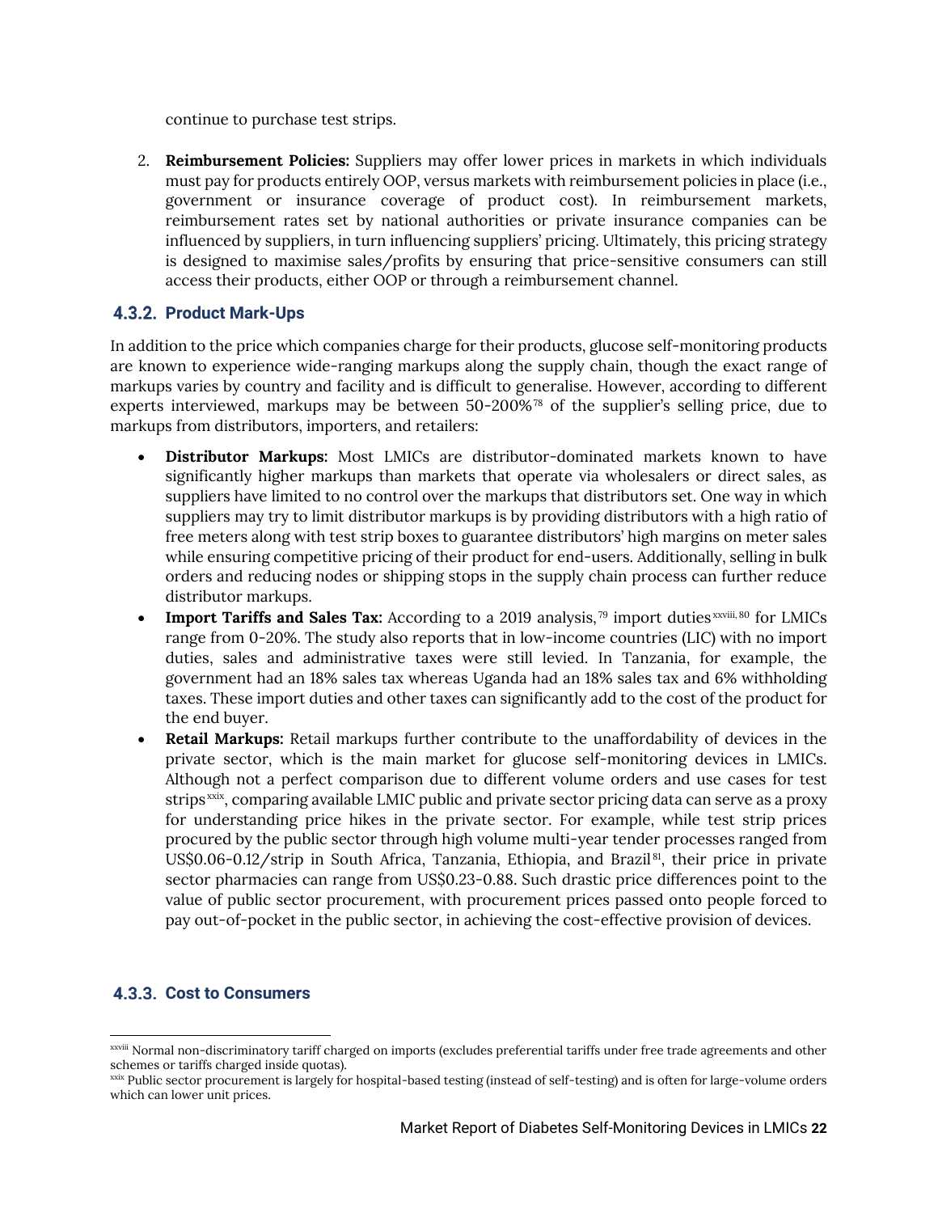continue to purchase test strips.

2. **Reimbursement Policies:** Suppliers may offer lower prices in markets in which individuals must pay for products entirely OOP, versus markets with reimbursement policies in place (i.e., government or insurance coverage of product cost). In reimbursement markets, reimbursement rates set by national authorities or private insurance companies can be influenced by suppliers, in turn influencing suppliers' pricing. Ultimately, this pricing strategy is designed to maximise sales/profits by ensuring that price-sensitive consumers can still access their products, either OOP or through a reimbursement channel.

### 4.3.2. Product Mark-Ups

In addition to the price which companies charge for their products, glucose self-monitoring products are known to experience wide-ranging markups along the supply chain, though the exact range of markups varies by country and facility and is difficult to generalise. However, according to different experts interviewed, markups may be between 50-200%[78] of the supplier's selling price, due to markups from distributors, importers, and retailers:

- **Distributor Markups:** Most LMICs are distributor-dominated markets known to have significantly higher markups than markets that operate via wholesalers or direct sales, as suppliers have limited to no control over the markups that distributors set. One way in which suppliers may try to limit distributor markups is by providing distributors with a high ratio of free meters along with test strip boxes to guarantee distributors' high margins on meter sales while ensuring competitive pricing of their product for end-users. Additionally, selling in bulk orders and reducing nodes or shipping stops in the supply chain process can further reduce distributor markups.
- **Import Tariffs and Sales Tax:** According to a 2019 analysis,[79] import duties[xxviii, 80] for LMICs range from 0-20%. The study also reports that in low-income countries (LIC) with no import duties, sales and administrative taxes were still levied. In Tanzania, for example, the government had an 18% sales tax whereas Uganda had an 18% sales tax and 6% withholding taxes. These import duties and other taxes can significantly add to the cost of the product for the end buyer.
- **Retail Markups:** Retail markups further contribute to the unaffordability of devices in the private sector, which is the main market for glucose self-monitoring devices in LMICs. Although not a perfect comparison due to different volume orders and use cases for test strips[xxix], comparing available LMIC public and private sector pricing data can serve as a proxy for understanding price hikes in the private sector. For example, while test strip prices procured by the public sector through high volume multi-year tender processes ranged from US$0.06-0.12/strip in South Africa, Tanzania, Ethiopia, and Brazil[81], their price in private sector pharmacies can range from US$0.23-0.88. Such drastic price differences point to the value of public sector procurement, with procurement prices passed onto people forced to pay out-of-pocket in the public sector, in achieving the cost-effective provision of devices.

### 4.3.3. Cost to Consumers

[xxviii] Normal non-discriminatory tariff charged on imports (excludes preferential tariffs under free trade agreements and other schemes or tariffs charged inside quotas).

[xxix] Public sector procurement is largely for hospital-based testing (instead of self-testing) and is often for large-volume orders which can lower unit prices.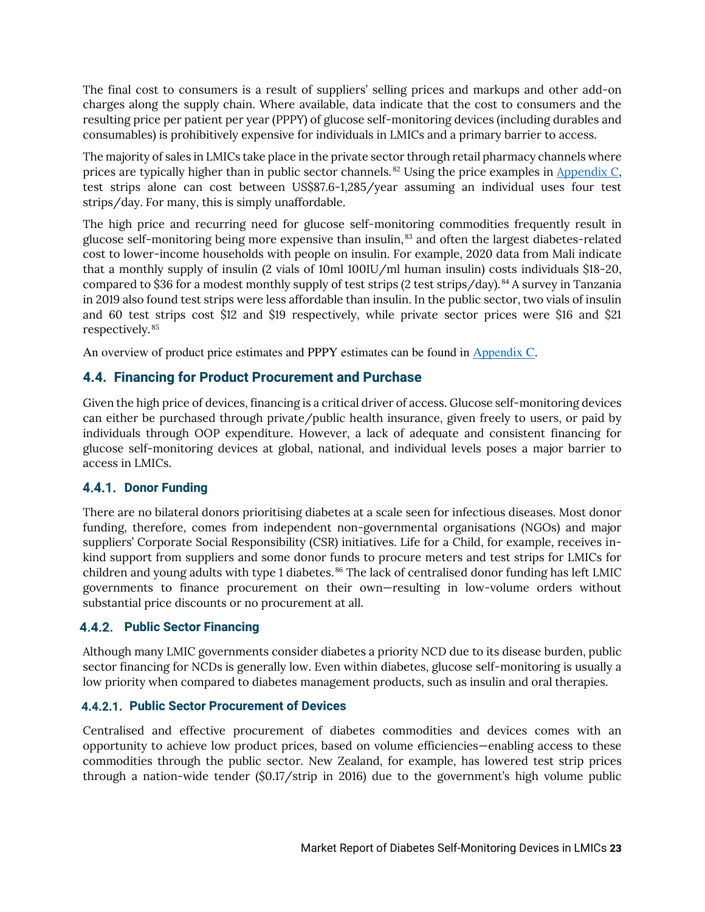The final cost to consumers is a result of suppliers' selling prices and markups and other add-on charges along the supply chain. Where available, data indicate that the cost to consumers and the resulting price per patient per year (PPPY) of glucose self-monitoring devices (including durables and consumables) is prohibitively expensive for individuals in LMICs and a primary barrier to access.

The majority of sales in LMICs take place in the private sector through retail pharmacy channels where prices are typically higher than in public sector channels.[82] Using the price examples in Appendix C, test strips alone can cost between US$87.6-1,285/year assuming an individual uses four test strips/day. For many, this is simply unaffordable.

The high price and recurring need for glucose self-monitoring commodities frequently result in glucose self-monitoring being more expensive than insulin,[83] and often the largest diabetes-related cost to lower-income households with people on insulin. For example, 2020 data from Mali indicate that a monthly supply of insulin (2 vials of 10ml 100IU/ml human insulin) costs individuals $18-20, compared to $36 for a modest monthly supply of test strips (2 test strips/day).[84] A survey in Tanzania in 2019 also found test strips were less affordable than insulin. In the public sector, two vials of insulin and 60 test strips cost $12 and $19 respectively, while private sector prices were $16 and $21 respectively.[85]

An overview of product price estimates and PPPY estimates can be found in Appendix C.

## 4.4. Financing for Product Procurement and Purchase

Given the high price of devices, financing is a critical driver of access. Glucose self-monitoring devices can either be purchased through private/public health insurance, given freely to users, or paid by individuals through OOP expenditure. However, a lack of adequate and consistent financing for glucose self-monitoring devices at global, national, and individual levels poses a major barrier to access in LMICs.

### 4.4.1. Donor Funding

There are no bilateral donors prioritising diabetes at a scale seen for infectious diseases. Most donor funding, therefore, comes from independent non-governmental organisations (NGOs) and major suppliers' Corporate Social Responsibility (CSR) initiatives. Life for a Child, for example, receives in-kind support from suppliers and some donor funds to procure meters and test strips for LMICs for children and young adults with type 1 diabetes.[86] The lack of centralised donor funding has left LMIC governments to finance procurement on their own—resulting in low-volume orders without substantial price discounts or no procurement at all.

### 4.4.2. Public Sector Financing

Although many LMIC governments consider diabetes a priority NCD due to its disease burden, public sector financing for NCDs is generally low. Even within diabetes, glucose self-monitoring is usually a low priority when compared to diabetes management products, such as insulin and oral therapies.

#### 4.4.2.1. Public Sector Procurement of Devices

Centralised and effective procurement of diabetes commodities and devices comes with an opportunity to achieve low product prices, based on volume efficiencies—enabling access to these commodities through the public sector. New Zealand, for example, has lowered test strip prices through a nation-wide tender ($0.17/strip in 2016) due to the government's high volume public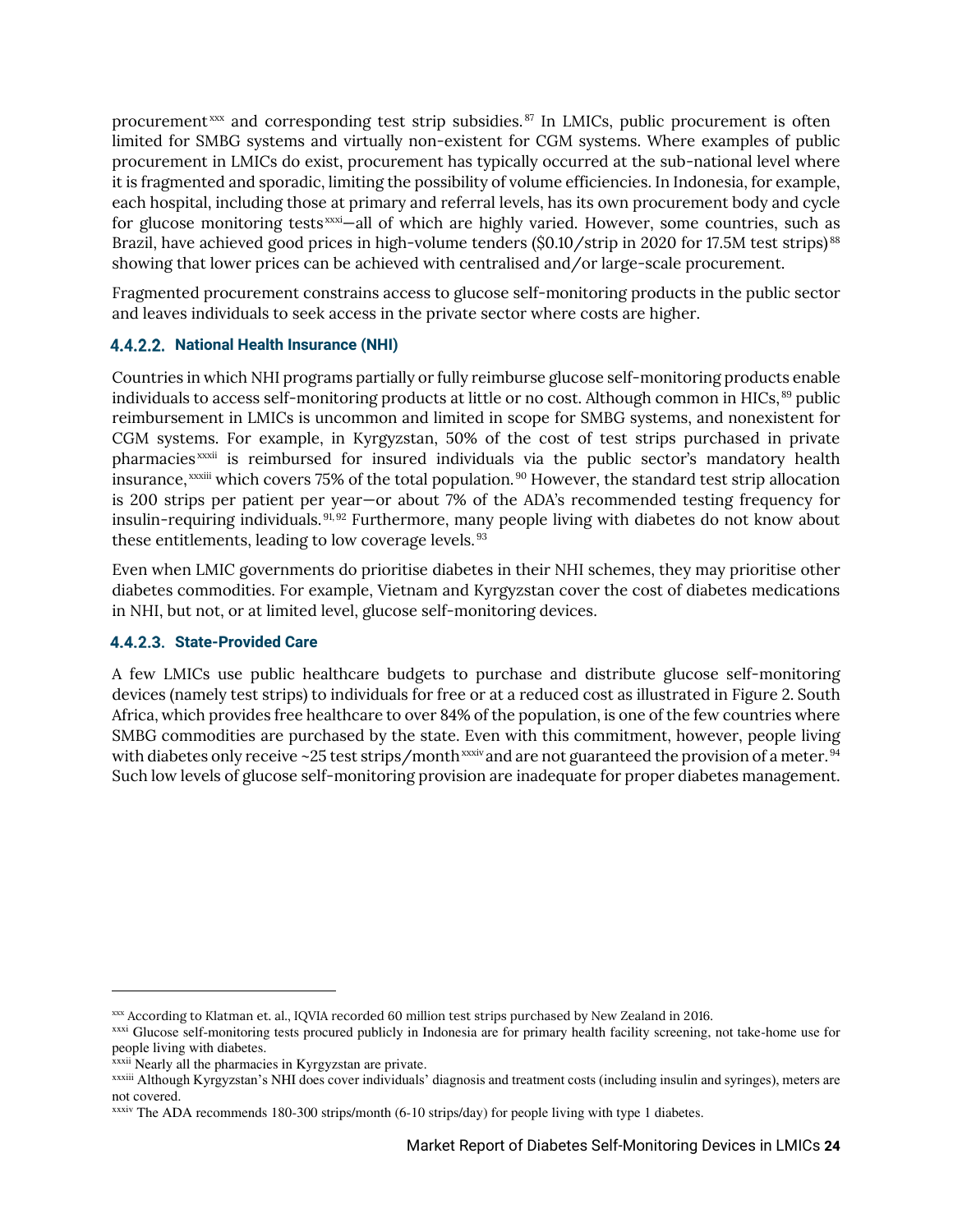procurement[xxx] and corresponding test strip subsidies.[87] In LMICs, public procurement is often limited for SMBG systems and virtually non-existent for CGM systems. Where examples of public procurement in LMICs do exist, procurement has typically occurred at the sub-national level where it is fragmented and sporadic, limiting the possibility of volume efficiencies. In Indonesia, for example, each hospital, including those at primary and referral levels, has its own procurement body and cycle for glucose monitoring tests[xxxi]—all of which are highly varied. However, some countries, such as Brazil, have achieved good prices in high-volume tenders ($0.10/strip in 2020 for 17.5M test strips)[88] showing that lower prices can be achieved with centralised and/or large-scale procurement.

Fragmented procurement constrains access to glucose self-monitoring products in the public sector and leaves individuals to seek access in the private sector where costs are higher.

#### 4.4.2.2. National Health Insurance (NHI)

Countries in which NHI programs partially or fully reimburse glucose self-monitoring products enable individuals to access self-monitoring products at little or no cost. Although common in HICs,[89] public reimbursement in LMICs is uncommon and limited in scope for SMBG systems, and nonexistent for CGM systems. For example, in Kyrgyzstan, 50% of the cost of test strips purchased in private pharmacies[xxxii] is reimbursed for insured individuals via the public sector's mandatory health insurance,[xxxiii] which covers 75% of the total population.[90] However, the standard test strip allocation is 200 strips per patient per year—or about 7% of the ADA's recommended testing frequency for insulin-requiring individuals.[91, 92] Furthermore, many people living with diabetes do not know about these entitlements, leading to low coverage levels.[93]

Even when LMIC governments do prioritise diabetes in their NHI schemes, they may prioritise other diabetes commodities. For example, Vietnam and Kyrgyzstan cover the cost of diabetes medications in NHI, but not, or at limited level, glucose self-monitoring devices.

#### 4.4.2.3. State-Provided Care

A few LMICs use public healthcare budgets to purchase and distribute glucose self-monitoring devices (namely test strips) to individuals for free or at a reduced cost as illustrated in Figure 2. South Africa, which provides free healthcare to over 84% of the population, is one of the few countries where SMBG commodities are purchased by the state. Even with this commitment, however, people living with diabetes only receive ~25 test strips/month[xxxiv] and are not guaranteed the provision of a meter.[94] Such low levels of glucose self-monitoring provision are inadequate for proper diabetes management.

---

[xxx] According to Klatman et. al., IQVIA recorded 60 million test strips purchased by New Zealand in 2016.

[xxxi] Glucose self-monitoring tests procured publicly in Indonesia are for primary health facility screening, not take-home use for people living with diabetes.

[xxxii] Nearly all the pharmacies in Kyrgyzstan are private.

[xxxiii] Although Kyrgyzstan's NHI does cover individuals' diagnosis and treatment costs (including insulin and syringes), meters are not covered.

[xxxiv] The ADA recommends 180-300 strips/month (6-10 strips/day) for people living with type 1 diabetes.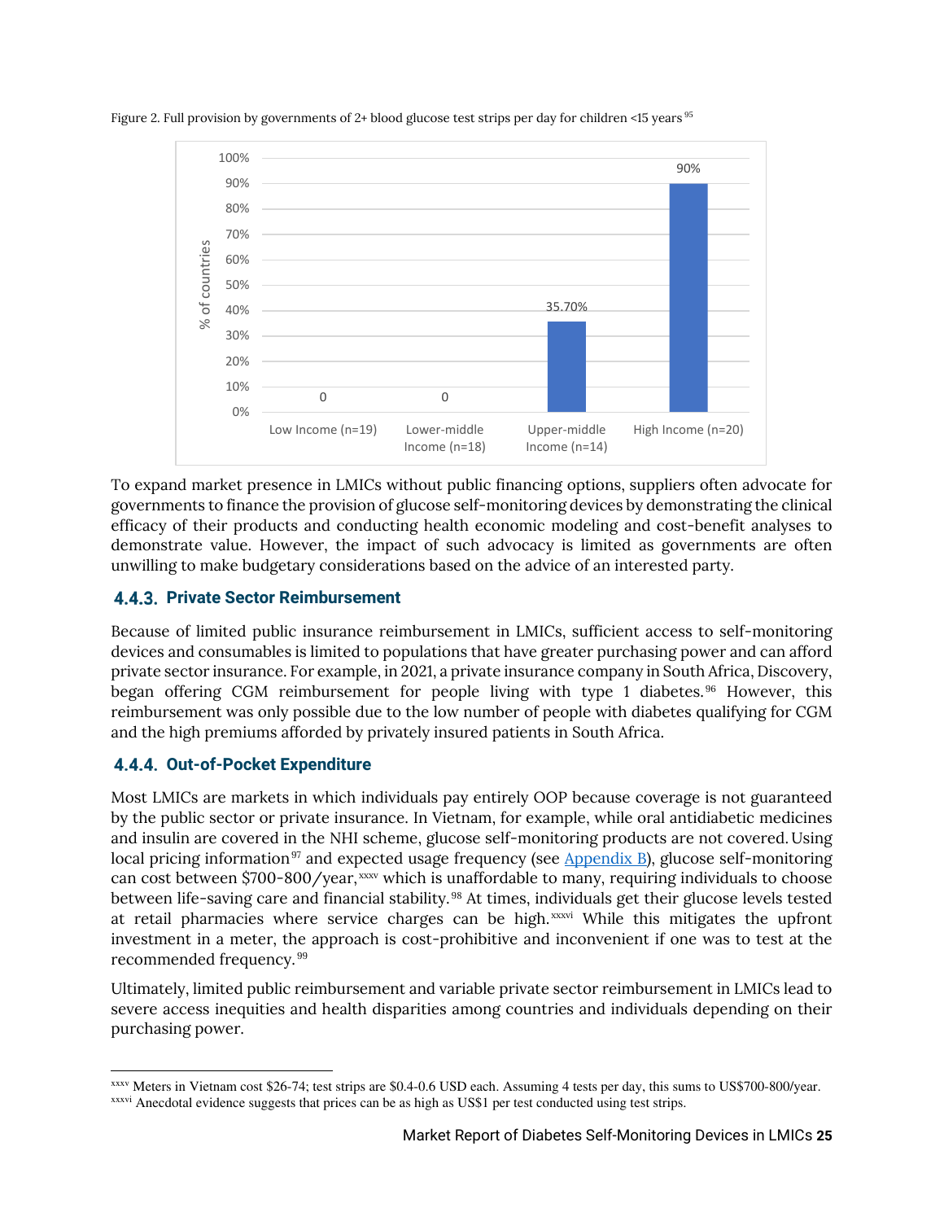Figure 2. Full provision by governments of 2+ blood glucose test strips per day for children <15 years[95]

| Income group | % of countries |
|---|---|
| Low Income (n=19) | 0 |
| Lower-middle Income (n=18) | 0 |
| Upper-middle Income (n=14) | 35.70% |
| High Income (n=20) | 90% |

To expand market presence in LMICs without public financing options, suppliers often advocate for governments to finance the provision of glucose self-monitoring devices by demonstrating the clinical efficacy of their products and conducting health economic modeling and cost-benefit analyses to demonstrate value. However, the impact of such advocacy is limited as governments are often unwilling to make budgetary considerations based on the advice of an interested party.

### 4.4.3. Private Sector Reimbursement

Because of limited public insurance reimbursement in LMICs, sufficient access to self-monitoring devices and consumables is limited to populations that have greater purchasing power and can afford private sector insurance. For example, in 2021, a private insurance company in South Africa, Discovery, began offering CGM reimbursement for people living with type 1 diabetes.[96] However, this reimbursement was only possible due to the low number of people with diabetes qualifying for CGM and the high premiums afforded by privately insured patients in South Africa.

### 4.4.4. Out-of-Pocket Expenditure

Most LMICs are markets in which individuals pay entirely OOP because coverage is not guaranteed by the public sector or private insurance. In Vietnam, for example, while oral antidiabetic medicines and insulin are covered in the NHI scheme, glucose self-monitoring products are not covered. Using local pricing information[97] and expected usage frequency (see Appendix B), glucose self-monitoring can cost between $700-800/year,[xxxv] which is unaffordable to many, requiring individuals to choose between life-saving care and financial stability.[98] At times, individuals get their glucose levels tested at retail pharmacies where service charges can be high.[xxxvi] While this mitigates the upfront investment in a meter, the approach is cost-prohibitive and inconvenient if one was to test at the recommended frequency.[99]

Ultimately, limited public reimbursement and variable private sector reimbursement in LMICs lead to severe access inequities and health disparities among countries and individuals depending on their purchasing power.

---

[xxxv] Meters in Vietnam cost $26-74; test strips are $0.4-0.6 USD each. Assuming 4 tests per day, this sums to US$700-800/year.

[xxxvi] Anecdotal evidence suggests that prices can be as high as US$1 per test conducted using test strips.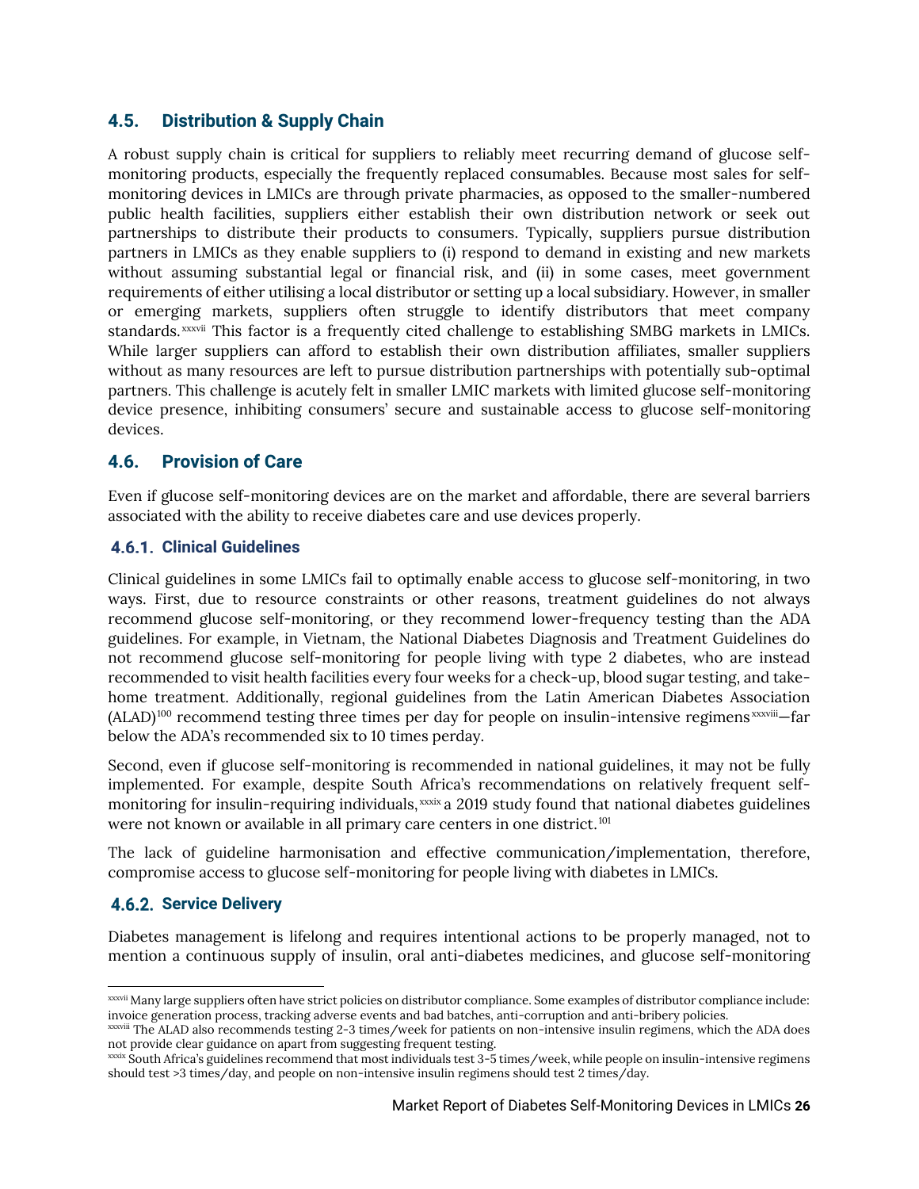## 4.5. Distribution & Supply Chain

A robust supply chain is critical for suppliers to reliably meet recurring demand of glucose self-monitoring products, especially the frequently replaced consumables. Because most sales for self-monitoring devices in LMICs are through private pharmacies, as opposed to the smaller-numbered public health facilities, suppliers either establish their own distribution network or seek out partnerships to distribute their products to consumers. Typically, suppliers pursue distribution partners in LMICs as they enable suppliers to (i) respond to demand in existing and new markets without assuming substantial legal or financial risk, and (ii) in some cases, meet government requirements of either utilising a local distributor or setting up a local subsidiary. However, in smaller or emerging markets, suppliers often struggle to identify distributors that meet company standards.[xxxvii] This factor is a frequently cited challenge to establishing SMBG markets in LMICs. While larger suppliers can afford to establish their own distribution affiliates, smaller suppliers without as many resources are left to pursue distribution partnerships with potentially sub-optimal partners. This challenge is acutely felt in smaller LMIC markets with limited glucose self-monitoring device presence, inhibiting consumers' secure and sustainable access to glucose self-monitoring devices.

## 4.6. Provision of Care

Even if glucose self-monitoring devices are on the market and affordable, there are several barriers associated with the ability to receive diabetes care and use devices properly.

### 4.6.1. Clinical Guidelines

Clinical guidelines in some LMICs fail to optimally enable access to glucose self-monitoring, in two ways. First, due to resource constraints or other reasons, treatment guidelines do not always recommend glucose self-monitoring, or they recommend lower-frequency testing than the ADA guidelines. For example, in Vietnam, the National Diabetes Diagnosis and Treatment Guidelines do not recommend glucose self-monitoring for people living with type 2 diabetes, who are instead recommended to visit health facilities every four weeks for a check-up, blood sugar testing, and take-home treatment. Additionally, regional guidelines from the Latin American Diabetes Association (ALAD)[100] recommend testing three times per day for people on insulin-intensive regimens[xxxviii]—far below the ADA's recommended six to 10 times perday.

Second, even if glucose self-monitoring is recommended in national guidelines, it may not be fully implemented. For example, despite South Africa's recommendations on relatively frequent self-monitoring for insulin-requiring individuals,[xxxix] a 2019 study found that national diabetes guidelines were not known or available in all primary care centers in one district.[101]

The lack of guideline harmonisation and effective communication/implementation, therefore, compromise access to glucose self-monitoring for people living with diabetes in LMICs.

### 4.6.2. Service Delivery

Diabetes management is lifelong and requires intentional actions to be properly managed, not to mention a continuous supply of insulin, oral anti-diabetes medicines, and glucose self-monitoring

---

[xxxvii] Many large suppliers often have strict policies on distributor compliance. Some examples of distributor compliance include: invoice generation process, tracking adverse events and bad batches, anti-corruption and anti-bribery policies.

[xxxviii] The ALAD also recommends testing 2-3 times/week for patients on non-intensive insulin regimens, which the ADA does not provide clear guidance on apart from suggesting frequent testing.

[xxxix] South Africa's guidelines recommend that most individuals test 3-5 times/week, while people on insulin-intensive regimens should test >3 times/day, and people on non-intensive insulin regimens should test 2 times/day.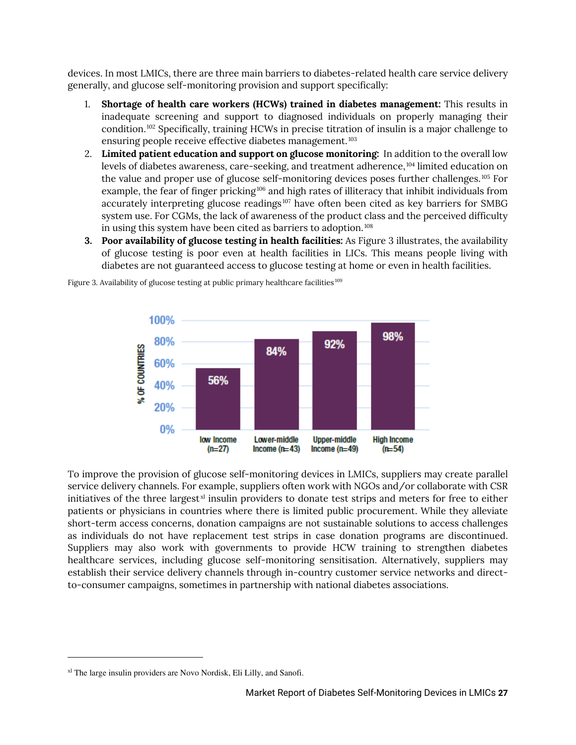devices. In most LMICs, there are three main barriers to diabetes-related health care service delivery generally, and glucose self-monitoring provision and support specifically:

1. **Shortage of health care workers (HCWs) trained in diabetes management:** This results in inadequate screening and support to diagnosed individuals on properly managing their condition.[102] Specifically, training HCWs in precise titration of insulin is a major challenge to ensuring people receive effective diabetes management.[103]
2. **Limited patient education and support on glucose monitoring:** In addition to the overall low levels of diabetes awareness, care-seeking, and treatment adherence,[104] limited education on the value and proper use of glucose self-monitoring devices poses further challenges.[105] For example, the fear of finger pricking[106] and high rates of illiteracy that inhibit individuals from accurately interpreting glucose readings[107] have often been cited as key barriers for SMBG system use. For CGMs, the lack of awareness of the product class and the perceived difficulty in using this system have been cited as barriers to adoption.[108]
3. **Poor availability of glucose testing in health facilities:** As Figure 3 illustrates, the availability of glucose testing is poor even at health facilities in LICs. This means people living with diabetes are not guaranteed access to glucose testing at home or even in health facilities.

Figure 3. Availability of glucose testing at public primary healthcare facilities[109]

| Income group | % of countries |
|---|---|
| low Income (n=27) | 56% |
| Lower-middle Income (n=43) | 84% |
| Upper-middle Income (n=49) | 92% |
| High Income (n=54) | 98% |

To improve the provision of glucose self-monitoring devices in LMICs, suppliers may create parallel service delivery channels. For example, suppliers often work with NGOs and/or collaborate with CSR initiatives of the three largest[xl] insulin providers to donate test strips and meters for free to either patients or physicians in countries where there is limited public procurement. While they alleviate short-term access concerns, donation campaigns are not sustainable solutions to access challenges as individuals do not have replacement test strips in case donation programs are discontinued. Suppliers may also work with governments to provide HCW training to strengthen diabetes healthcare services, including glucose self-monitoring sensitisation. Alternatively, suppliers may establish their service delivery channels through in-country customer service networks and direct-to-consumer campaigns, sometimes in partnership with national diabetes associations.

[xl] The large insulin providers are Novo Nordisk, Eli Lilly, and Sanofi.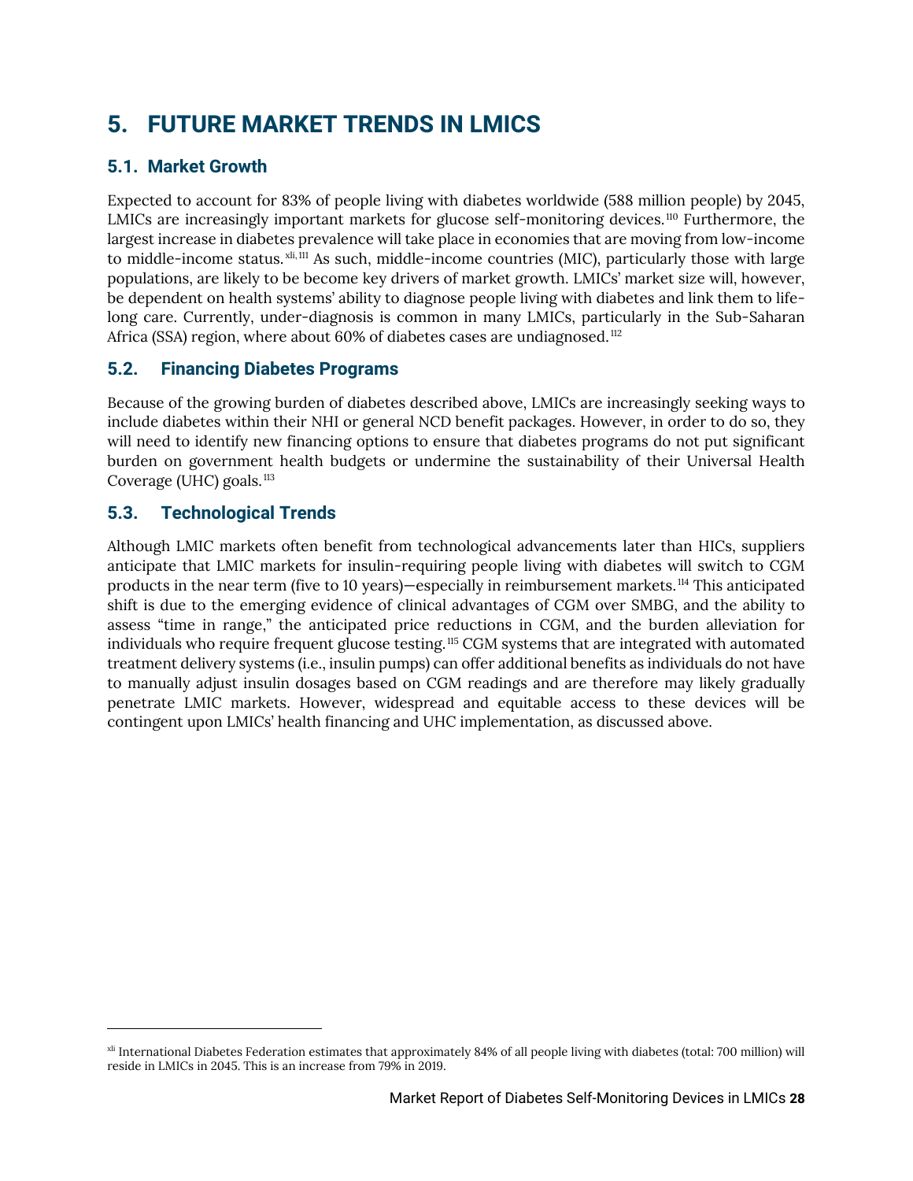# 5. FUTURE MARKET TRENDS IN LMICS

## 5.1. Market Growth

Expected to account for 83% of people living with diabetes worldwide (588 million people) by 2045, LMICs are increasingly important markets for glucose self-monitoring devices.[110] Furthermore, the largest increase in diabetes prevalence will take place in economies that are moving from low-income to middle-income status.[xli, 111] As such, middle-income countries (MIC), particularly those with large populations, are likely to be become key drivers of market growth. LMICs' market size will, however, be dependent on health systems' ability to diagnose people living with diabetes and link them to life-long care. Currently, under-diagnosis is common in many LMICs, particularly in the Sub-Saharan Africa (SSA) region, where about 60% of diabetes cases are undiagnosed.[112]

## 5.2. Financing Diabetes Programs

Because of the growing burden of diabetes described above, LMICs are increasingly seeking ways to include diabetes within their NHI or general NCD benefit packages. However, in order to do so, they will need to identify new financing options to ensure that diabetes programs do not put significant burden on government health budgets or undermine the sustainability of their Universal Health Coverage (UHC) goals.[113]

## 5.3. Technological Trends

Although LMIC markets often benefit from technological advancements later than HICs, suppliers anticipate that LMIC markets for insulin-requiring people living with diabetes will switch to CGM products in the near term (five to 10 years)—especially in reimbursement markets.[114] This anticipated shift is due to the emerging evidence of clinical advantages of CGM over SMBG, and the ability to assess "time in range," the anticipated price reductions in CGM, and the burden alleviation for individuals who require frequent glucose testing.[115] CGM systems that are integrated with automated treatment delivery systems (i.e., insulin pumps) can offer additional benefits as individuals do not have to manually adjust insulin dosages based on CGM readings and are therefore may likely gradually penetrate LMIC markets. However, widespread and equitable access to these devices will be contingent upon LMICs' health financing and UHC implementation, as discussed above.

---

[xli] International Diabetes Federation estimates that approximately 84% of all people living with diabetes (total: 700 million) will reside in LMICs in 2045. This is an increase from 79% in 2019.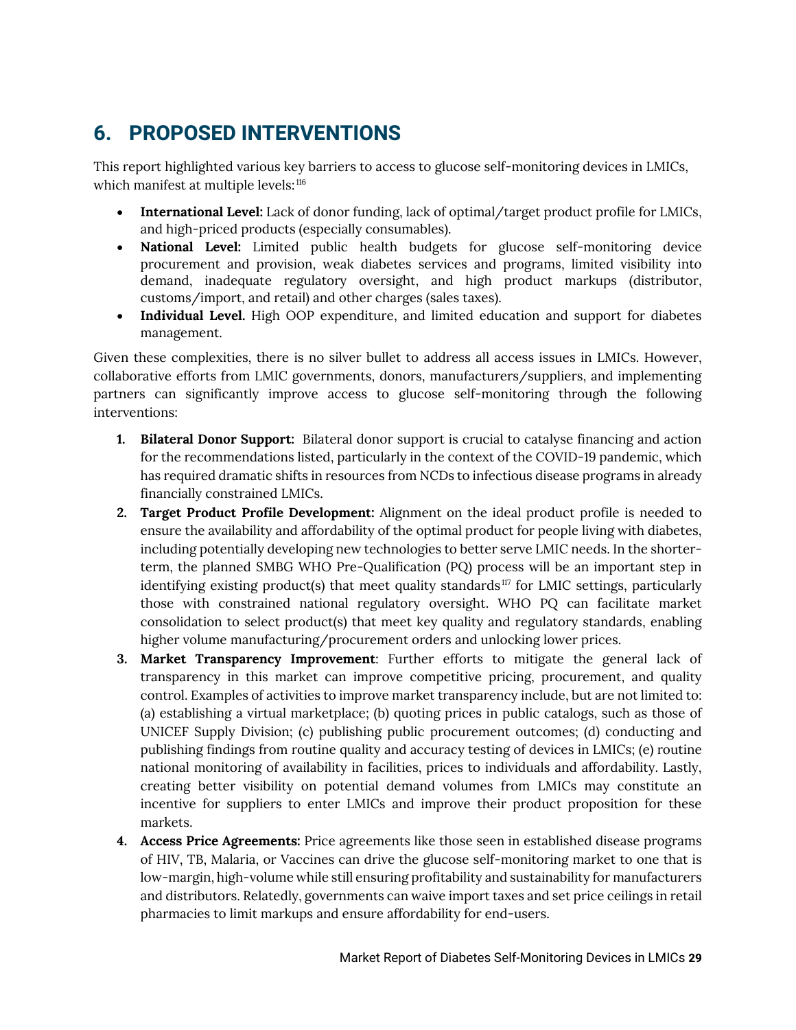# 6. PROPOSED INTERVENTIONS

This report highlighted various key barriers to access to glucose self-monitoring devices in LMICs, which manifest at multiple levels:[116]

- **International Level:** Lack of donor funding, lack of optimal/target product profile for LMICs, and high-priced products (especially consumables).
- **National Level:** Limited public health budgets for glucose self-monitoring device procurement and provision, weak diabetes services and programs, limited visibility into demand, inadequate regulatory oversight, and high product markups (distributor, customs/import, and retail) and other charges (sales taxes).
- **Individual Level.** High OOP expenditure, and limited education and support for diabetes management.

Given these complexities, there is no silver bullet to address all access issues in LMICs. However, collaborative efforts from LMIC governments, donors, manufacturers/suppliers, and implementing partners can significantly improve access to glucose self-monitoring through the following interventions:

1. **Bilateral Donor Support:** Bilateral donor support is crucial to catalyse financing and action for the recommendations listed, particularly in the context of the COVID-19 pandemic, which has required dramatic shifts in resources from NCDs to infectious disease programs in already financially constrained LMICs.
2. **Target Product Profile Development:** Alignment on the ideal product profile is needed to ensure the availability and affordability of the optimal product for people living with diabetes, including potentially developing new technologies to better serve LMIC needs. In the shorter-term, the planned SMBG WHO Pre-Qualification (PQ) process will be an important step in identifying existing product(s) that meet quality standards[117] for LMIC settings, particularly those with constrained national regulatory oversight. WHO PQ can facilitate market consolidation to select product(s) that meet key quality and regulatory standards, enabling higher volume manufacturing/procurement orders and unlocking lower prices.
3. **Market Transparency Improvement**: Further efforts to mitigate the general lack of transparency in this market can improve competitive pricing, procurement, and quality control. Examples of activities to improve market transparency include, but are not limited to: (a) establishing a virtual marketplace; (b) quoting prices in public catalogs, such as those of UNICEF Supply Division; (c) publishing public procurement outcomes; (d) conducting and publishing findings from routine quality and accuracy testing of devices in LMICs; (e) routine national monitoring of availability in facilities, prices to individuals and affordability. Lastly, creating better visibility on potential demand volumes from LMICs may constitute an incentive for suppliers to enter LMICs and improve their product proposition for these markets.
4. **Access Price Agreements:** Price agreements like those seen in established disease programs of HIV, TB, Malaria, or Vaccines can drive the glucose self-monitoring market to one that is low-margin, high-volume while still ensuring profitability and sustainability for manufacturers and distributors. Relatedly, governments can waive import taxes and set price ceilings in retail pharmacies to limit markups and ensure affordability for end-users.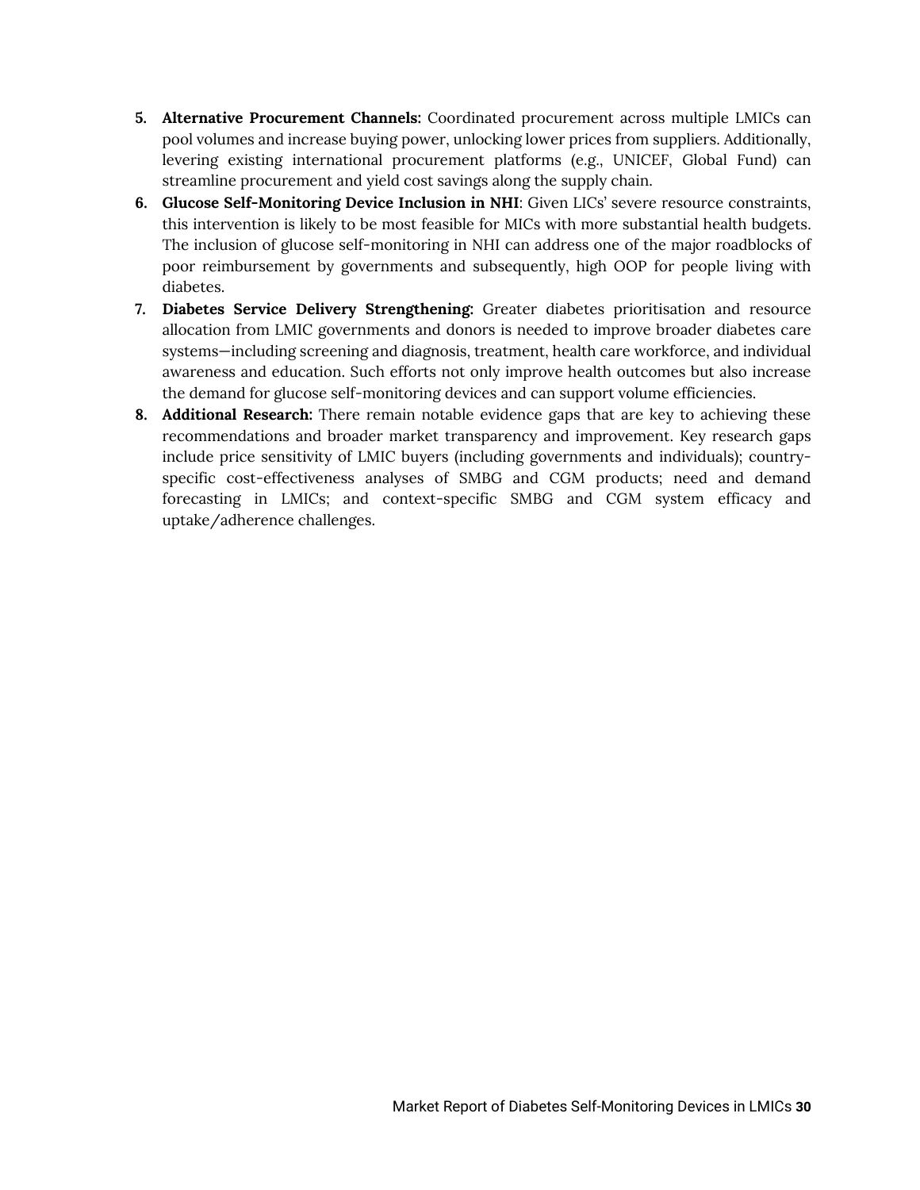5. **Alternative Procurement Channels:** Coordinated procurement across multiple LMICs can pool volumes and increase buying power, unlocking lower prices from suppliers. Additionally, levering existing international procurement platforms (e.g., UNICEF, Global Fund) can streamline procurement and yield cost savings along the supply chain.
6. **Glucose Self-Monitoring Device Inclusion in NHI**: Given LICs' severe resource constraints, this intervention is likely to be most feasible for MICs with more substantial health budgets. The inclusion of glucose self-monitoring in NHI can address one of the major roadblocks of poor reimbursement by governments and subsequently, high OOP for people living with diabetes.
7. **Diabetes Service Delivery Strengthening:** Greater diabetes prioritisation and resource allocation from LMIC governments and donors is needed to improve broader diabetes care systems—including screening and diagnosis, treatment, health care workforce, and individual awareness and education. Such efforts not only improve health outcomes but also increase the demand for glucose self-monitoring devices and can support volume efficiencies.
8. **Additional Research:** There remain notable evidence gaps that are key to achieving these recommendations and broader market transparency and improvement. Key research gaps include price sensitivity of LMIC buyers (including governments and individuals); country-specific cost-effectiveness analyses of SMBG and CGM products; need and demand forecasting in LMICs; and context-specific SMBG and CGM system efficacy and uptake/adherence challenges.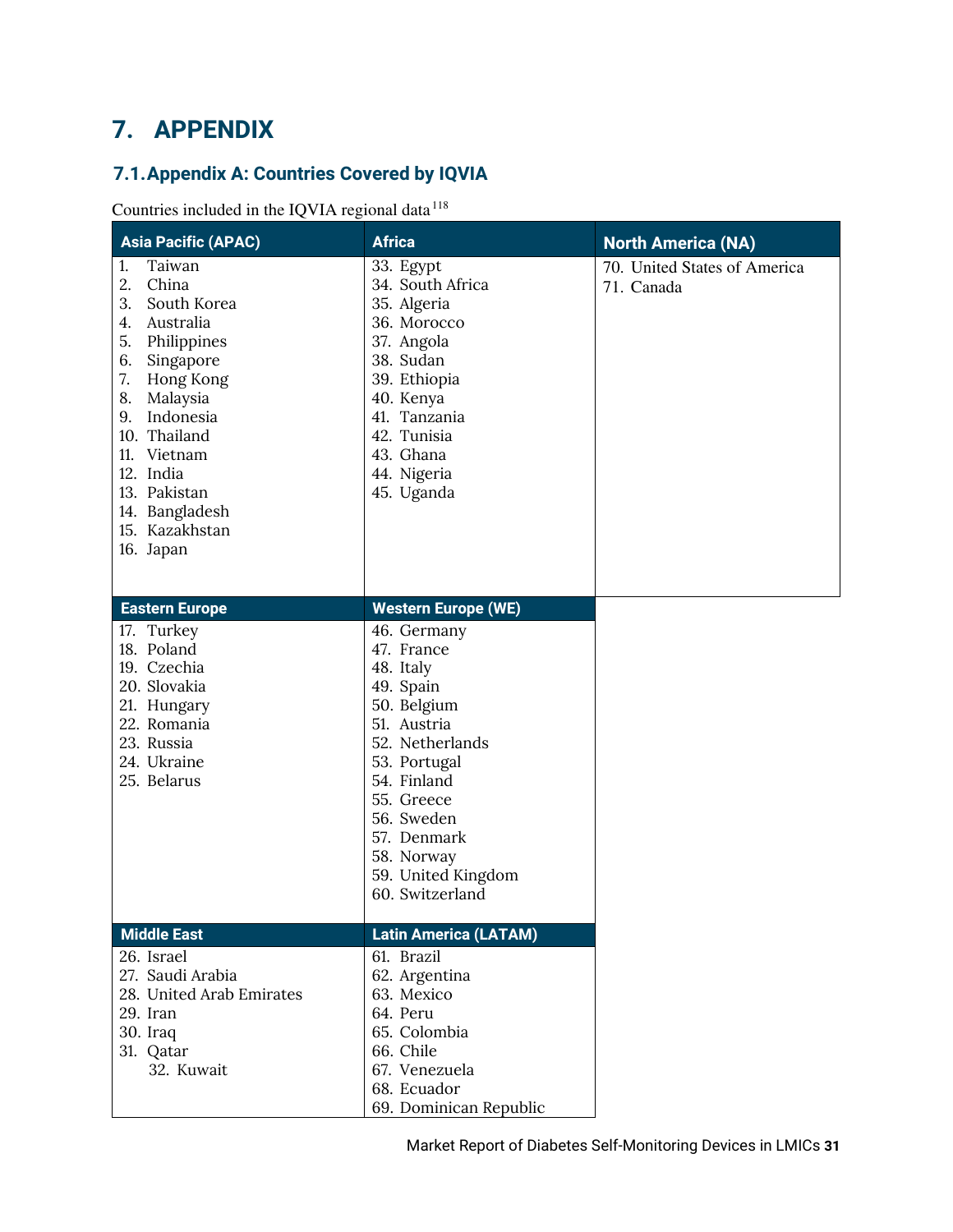# 7. APPENDIX

## 7.1. Appendix A: Countries Covered by IQVIA

Countries included in the IQVIA regional data[118]

| Asia Pacific (APAC) | Africa | North America (NA) |
|---|---|---|
| 1. Taiwan<br>2. China<br>3. South Korea<br>4. Australia<br>5. Philippines<br>6. Singapore<br>7. Hong Kong<br>8. Malaysia<br>9. Indonesia<br>10. Thailand<br>11. Vietnam<br>12. India<br>13. Pakistan<br>14. Bangladesh<br>15. Kazakhstan<br>16. Japan | 33. Egypt<br>34. South Africa<br>35. Algeria<br>36. Morocco<br>37. Angola<br>38. Sudan<br>39. Ethiopia<br>40. Kenya<br>41. Tanzania<br>42. Tunisia<br>43. Ghana<br>44. Nigeria<br>45. Uganda | 70. United States of America<br>71. Canada |
| **Eastern Europe** | **Western Europe (WE)** | |
| 17. Turkey<br>18. Poland<br>19. Czechia<br>20. Slovakia<br>21. Hungary<br>22. Romania<br>23. Russia<br>24. Ukraine<br>25. Belarus | 46. Germany<br>47. France<br>48. Italy<br>49. Spain<br>50. Belgium<br>51. Austria<br>52. Netherlands<br>53. Portugal<br>54. Finland<br>55. Greece<br>56. Sweden<br>57. Denmark<br>58. Norway<br>59. United Kingdom<br>60. Switzerland | |
| **Middle East** | **Latin America (LATAM)** | |
| 26. Israel<br>27. Saudi Arabia<br>28. United Arab Emirates<br>29. Iran<br>30. Iraq<br>31. Qatar<br>32. Kuwait | 61. Brazil<br>62. Argentina<br>63. Mexico<br>64. Peru<br>65. Colombia<br>66. Chile<br>67. Venezuela<br>68. Ecuador<br>69. Dominican Republic | |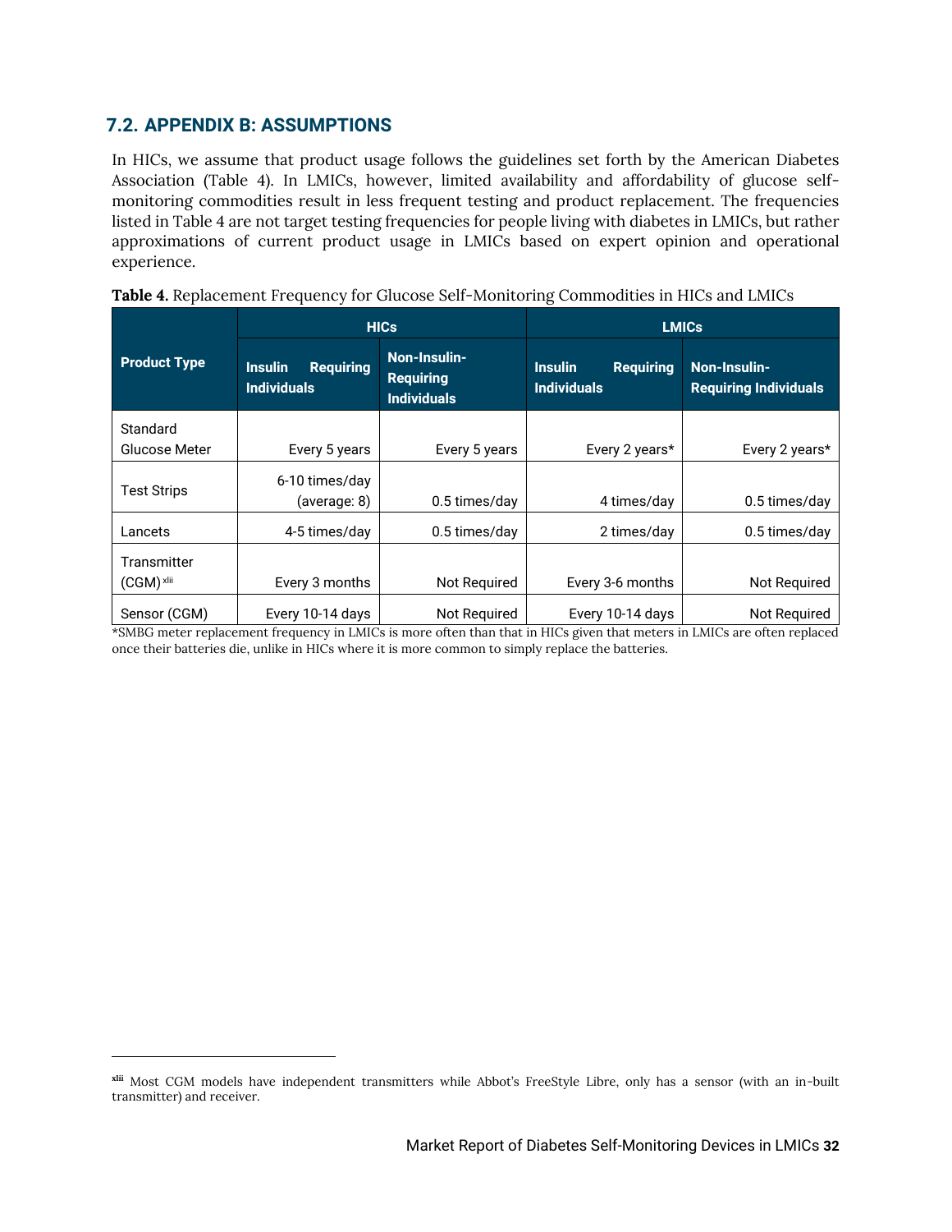## 7.2. APPENDIX B: ASSUMPTIONS

In HICs, we assume that product usage follows the guidelines set forth by the American Diabetes Association (Table 4). In LMICs, however, limited availability and affordability of glucose self-monitoring commodities result in less frequent testing and product replacement. The frequencies listed in Table 4 are not target testing frequencies for people living with diabetes in LMICs, but rather approximations of current product usage in LMICs based on expert opinion and operational experience.

**Table 4.** Replacement Frequency for Glucose Self-Monitoring Commodities in HICs and LMICs

| Product Type | HICs | | LMICs | |
|---|---|---|---|---|
| | Insulin Requiring Individuals | Non-Insulin-Requiring Individuals | Insulin Requiring Individuals | Non-Insulin-Requiring Individuals |
| Standard Glucose Meter | Every 5 years | Every 5 years | Every 2 years* | Every 2 years* |
| Test Strips | 6-10 times/day (average: 8) | 0.5 times/day | 4 times/day | 0.5 times/day |
| Lancets | 4-5 times/day | 0.5 times/day | 2 times/day | 0.5 times/day |
| Transmitter (CGM)[xlii] | Every 3 months | Not Required | Every 3-6 months | Not Required |
| Sensor (CGM) | Every 10-14 days | Not Required | Every 10-14 days | Not Required |

*SMBG meter replacement frequency in LMICs is more often than that in HICs given that meters in LMICs are often replaced once their batteries die, unlike in HICs where it is more common to simply replace the batteries.

[xlii] Most CGM models have independent transmitters while Abbot's FreeStyle Libre, only has a sensor (with an in-built transmitter) and receiver.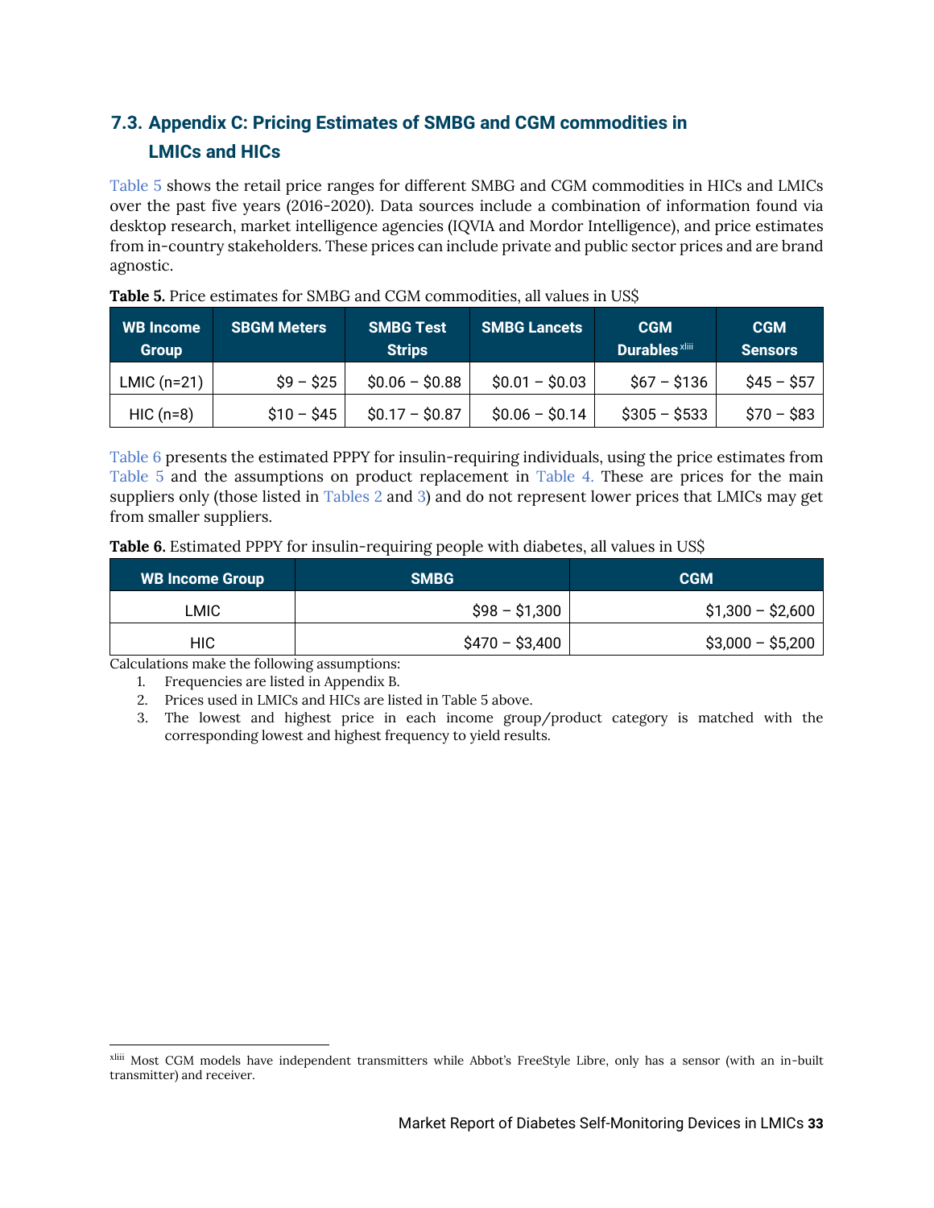## 7.3. Appendix C: Pricing Estimates of SMBG and CGM commodities in LMICs and HICs

Table 5 shows the retail price ranges for different SMBG and CGM commodities in HICs and LMICs over the past five years (2016-2020). Data sources include a combination of information found via desktop research, market intelligence agencies (IQVIA and Mordor Intelligence), and price estimates from in-country stakeholders. These prices can include private and public sector prices and are brand agnostic.

**Table 5.** Price estimates for SMBG and CGM commodities, all values in US$

| WB Income Group | SBGM Meters | SMBG Test Strips | SMBG Lancets | CGM Durables[xliii] | CGM Sensors |
|---|---|---|---|---|---|
| LMIC (n=21) | $9 – $25 | $0.06 – $0.88 | $0.01 – $0.03 | $67 – $136 | $45 – $57 |
| HIC (n=8) | $10 – $45 | $0.17 – $0.87 | $0.06 – $0.14 | $305 – $533 | $70 – $83 |

Table 6 presents the estimated PPPY for insulin-requiring individuals, using the price estimates from Table 5 and the assumptions on product replacement in Table 4. These are prices for the main suppliers only (those listed in Tables 2 and 3) and do not represent lower prices that LMICs may get from smaller suppliers.

**Table 6.** Estimated PPPY for insulin-requiring people with diabetes, all values in US$

| WB Income Group | SMBG | CGM |
|---|---|---|
| LMIC | $98 – $1,300 | $1,300 – $2,600 |
| HIC | $470 – $3,400 | $3,000 – $5,200 |

Calculations make the following assumptions:

1. Frequencies are listed in Appendix B.
2. Prices used in LMICs and HICs are listed in Table 5 above.
3. The lowest and highest price in each income group/product category is matched with the corresponding lowest and highest frequency to yield results.

[xliii] Most CGM models have independent transmitters while Abbot's FreeStyle Libre, only has a sensor (with an in-built transmitter) and receiver.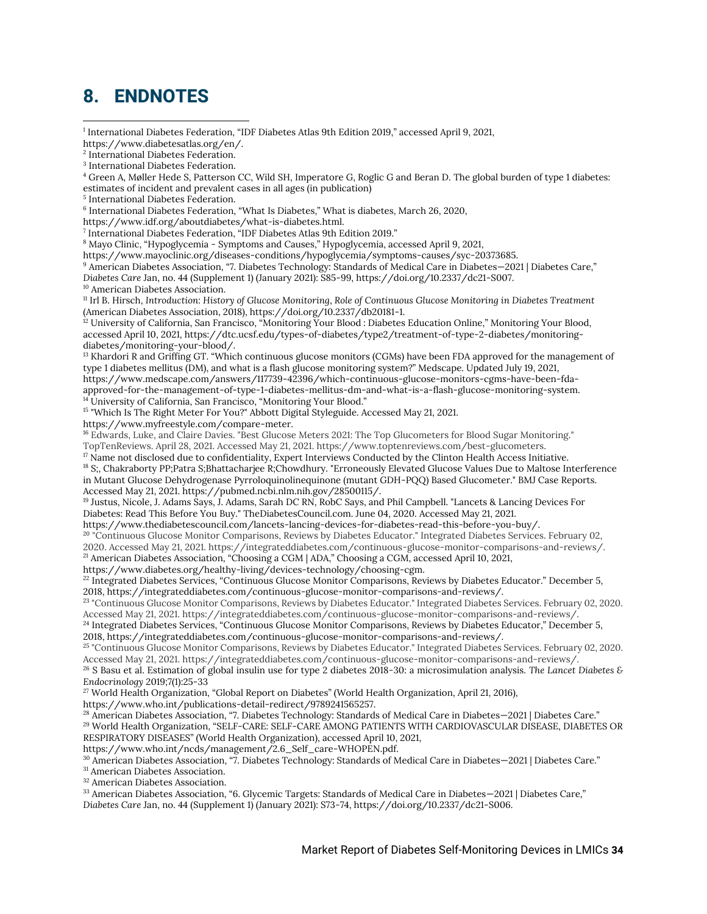## 8. ENDNOTES

[1] International Diabetes Federation, "IDF Diabetes Atlas 9th Edition 2019," accessed April 9, 2021, https://www.diabetesatlas.org/en/.
[2] International Diabetes Federation.
[3] International Diabetes Federation.
[4] Green A, Møller Hede S, Patterson CC, Wild SH, Imperatore G, Roglic G and Beran D. The global burden of type 1 diabetes: estimates of incident and prevalent cases in all ages (in publication)
[5] International Diabetes Federation.
[6] International Diabetes Federation, "What Is Diabetes," What is diabetes, March 26, 2020, https://www.idf.org/aboutdiabetes/what-is-diabetes.html.
[7] International Diabetes Federation, "IDF Diabetes Atlas 9th Edition 2019."
[8] Mayo Clinic, "Hypoglycemia - Symptoms and Causes," Hypoglycemia, accessed April 9, 2021, https://www.mayoclinic.org/diseases-conditions/hypoglycemia/symptoms-causes/syc-20373685.
[9] American Diabetes Association, "7. Diabetes Technology: Standards of Medical Care in Diabetes—2021 | Diabetes Care," *Diabetes Care* Jan, no. 44 (Supplement 1) (January 2021): S85-99, https://doi.org/10.2337/dc21-S007.
[10] American Diabetes Association.
[11] Irl B. Hirsch, *Introduction: History of Glucose Monitoring, Role of Continuous Glucose Monitoring in Diabetes Treatment* (American Diabetes Association, 2018), https://doi.org/10.2337/db20181-1.
[12] University of California, San Francisco, "Monitoring Your Blood : Diabetes Education Online," Monitoring Your Blood, accessed April 10, 2021, https://dtc.ucsf.edu/types-of-diabetes/type2/treatment-of-type-2-diabetes/monitoring-diabetes/monitoring-your-blood/.
[13] Khardori R and Griffing GT. "Which continuous glucose monitors (CGMs) have been FDA approved for the management of type 1 diabetes mellitus (DM), and what is a flash glucose monitoring system?" Medscape. Updated July 19, 2021, https://www.medscape.com/answers/117739-42396/which-continuous-glucose-monitors-cgms-have-been-fda-approved-for-the-management-of-type-1-diabetes-mellitus-dm-and-what-is-a-flash-glucose-monitoring-system.
[14] University of California, San Francisco, "Monitoring Your Blood."
[15] "Which Is The Right Meter For You?" Abbott Digital Styleguide. Accessed May 21, 2021. https://www.myfreestyle.com/compare-meter.
[16] Edwards, Luke, and Claire Davies. "Best Glucose Meters 2021: The Top Glucometers for Blood Sugar Monitoring." TopTenReviews. April 28, 2021. Accessed May 21, 2021. https://www.toptenreviews.com/best-glucometers.
[17] Name not disclosed due to confidentiality, Expert Interviews Conducted by the Clinton Health Access Initiative.
[18] S;, Chakraborty PP;Patra S;Bhattacharjee R;Chowdhury. "Erroneously Elevated Glucose Values Due to Maltose Interference in Mutant Glucose Dehydrogenase Pyrroloquinolinequinone (mutant GDH-PQQ) Based Glucometer." BMJ Case Reports. Accessed May 21, 2021. https://pubmed.ncbi.nlm.nih.gov/28500115/.
[19] Justus, Nicole, J. Adams Says, J. Adams, Sarah DC RN, RobC Says, and Phil Campbell. "Lancets & Lancing Devices For Diabetes: Read This Before You Buy." TheDiabetesCouncil.com. June 04, 2020. Accessed May 21, 2021. https://www.thediabetescouncil.com/lancets-lancing-devices-for-diabetes-read-this-before-you-buy/.
[20] "Continuous Glucose Monitor Comparisons, Reviews by Diabetes Educator." Integrated Diabetes Services. February 02, 2020. Accessed May 21, 2021. https://integrateddiabetes.com/continuous-glucose-monitor-comparisons-and-reviews/.
[21] American Diabetes Association, "Choosing a CGM | ADA," Choosing a CGM, accessed April 10, 2021, https://www.diabetes.org/healthy-living/devices-technology/choosing-cgm.
[22] Integrated Diabetes Services, "Continuous Glucose Monitor Comparisons, Reviews by Diabetes Educator." December 5, 2018, https://integrateddiabetes.com/continuous-glucose-monitor-comparisons-and-reviews/.
[23] "Continuous Glucose Monitor Comparisons, Reviews by Diabetes Educator." Integrated Diabetes Services. February 02, 2020. Accessed May 21, 2021. https://integrateddiabetes.com/continuous-glucose-monitor-comparisons-and-reviews/.
[24] Integrated Diabetes Services, "Continuous Glucose Monitor Comparisons, Reviews by Diabetes Educator," December 5, 2018, https://integrateddiabetes.com/continuous-glucose-monitor-comparisons-and-reviews/.
[25] "Continuous Glucose Monitor Comparisons, Reviews by Diabetes Educator." Integrated Diabetes Services. February 02, 2020. Accessed May 21, 2021. https://integrateddiabetes.com/continuous-glucose-monitor-comparisons-and-reviews/.
[26] S Basu et al. Estimation of global insulin use for type 2 diabetes 2018-30: a microsimulation analysis. *The Lancet Diabetes & Endocrinology* 2019;7(1):25-33
[27] World Health Organization, "Global Report on Diabetes" (World Health Organization, April 21, 2016), https://www.who.int/publications-detail-redirect/9789241565257.
[28] American Diabetes Association, "7. Diabetes Technology: Standards of Medical Care in Diabetes—2021 | Diabetes Care."
[29] World Health Organization, "SELF-CARE: SELF-CARE AMONG PATIENTS WITH CARDIOVASCULAR DISEASE, DIABETES OR RESPIRATORY DISEASES" (World Health Organization), accessed April 10, 2021, https://www.who.int/ncds/management/2.6_Self_care-WHOPEN.pdf.
[30] American Diabetes Association, "7. Diabetes Technology: Standards of Medical Care in Diabetes—2021 | Diabetes Care."
[31] American Diabetes Association.
[32] American Diabetes Association.
[33] American Diabetes Association, "6. Glycemic Targets: Standards of Medical Care in Diabetes—2021 | Diabetes Care," *Diabetes Care* Jan, no. 44 (Supplement 1) (January 2021): S73-74, https://doi.org/10.2337/dc21-S006.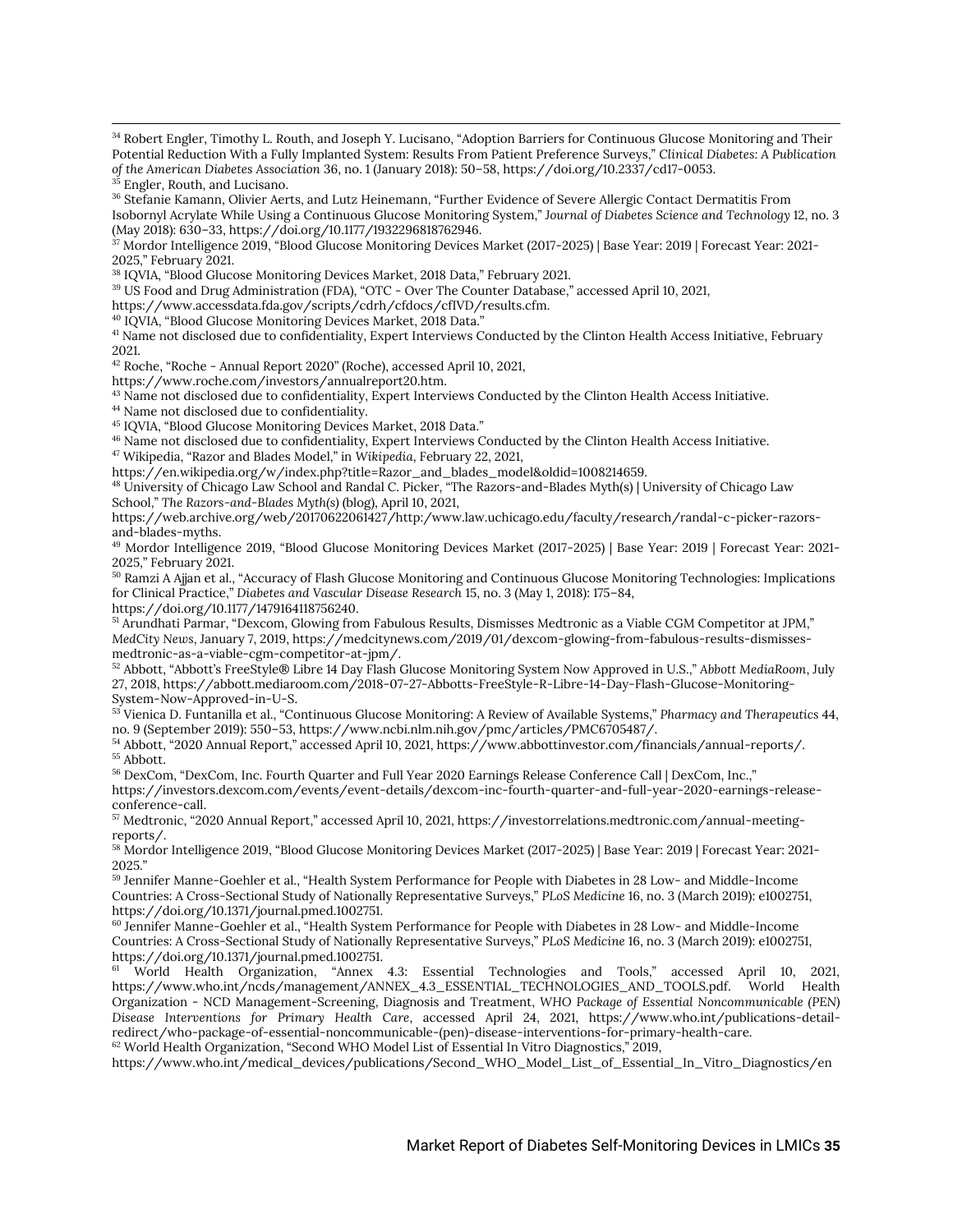[34] Robert Engler, Timothy L. Routh, and Joseph Y. Lucisano, "Adoption Barriers for Continuous Glucose Monitoring and Their Potential Reduction With a Fully Implanted System: Results From Patient Preference Surveys," *Clinical Diabetes: A Publication of the American Diabetes Association* 36, no. 1 (January 2018): 50–58, https://doi.org/10.2337/cd17-0053.

[35] Engler, Routh, and Lucisano.

[36] Stefanie Kamann, Olivier Aerts, and Lutz Heinemann, "Further Evidence of Severe Allergic Contact Dermatitis From Isobornyl Acrylate While Using a Continuous Glucose Monitoring System," *Journal of Diabetes Science and Technology* 12, no. 3 (May 2018): 630–33, https://doi.org/10.1177/1932296818762946.

[37] Mordor Intelligence 2019, "Blood Glucose Monitoring Devices Market (2017-2025) | Base Year: 2019 | Forecast Year: 2021-2025," February 2021.

[38] IQVIA, "Blood Glucose Monitoring Devices Market, 2018 Data," February 2021.

[39] US Food and Drug Administration (FDA), "OTC - Over The Counter Database," accessed April 10, 2021, https://www.accessdata.fda.gov/scripts/cdrh/cfdocs/cfIVD/results.cfm.

[40] IQVIA, "Blood Glucose Monitoring Devices Market, 2018 Data."

[41] Name not disclosed due to confidentiality, Expert Interviews Conducted by the Clinton Health Access Initiative, February 2021.

[42] Roche, "Roche - Annual Report 2020" (Roche), accessed April 10, 2021, https://www.roche.com/investors/annualreport20.htm.

[43] Name not disclosed due to confidentiality, Expert Interviews Conducted by the Clinton Health Access Initiative.

[44] Name not disclosed due to confidentiality.

[45] IQVIA, "Blood Glucose Monitoring Devices Market, 2018 Data."

[46] Name not disclosed due to confidentiality, Expert Interviews Conducted by the Clinton Health Access Initiative.

[47] Wikipedia, "Razor and Blades Model," in *Wikipedia*, February 22, 2021, https://en.wikipedia.org/w/index.php?title=Razor_and_blades_model&oldid=1008214659.

[48] University of Chicago Law School and Randal C. Picker, "The Razors-and-Blades Myth(s) | University of Chicago Law School," *The Razors-and-Blades Myth(s)* (blog), April 10, 2021, https://web.archive.org/web/20170622061427/http:/www.law.uchicago.edu/faculty/research/randal-c-picker-razors-and-blades-myths.

[49] Mordor Intelligence 2019, "Blood Glucose Monitoring Devices Market (2017-2025) | Base Year: 2019 | Forecast Year: 2021-2025," February 2021.

[50] Ramzi A Ajjan et al., "Accuracy of Flash Glucose Monitoring and Continuous Glucose Monitoring Technologies: Implications for Clinical Practice," *Diabetes and Vascular Disease Research* 15, no. 3 (May 1, 2018): 175–84, https://doi.org/10.1177/1479164118756240.

[51] Arundhati Parmar, "Dexcom, Glowing from Fabulous Results, Dismisses Medtronic as a Viable CGM Competitor at JPM," *MedCity News*, January 7, 2019, https://medcitynews.com/2019/01/dexcom-glowing-from-fabulous-results-dismisses-medtronic-as-a-viable-cgm-competitor-at-jpm/.

[52] Abbott, "Abbott's FreeStyle® Libre 14 Day Flash Glucose Monitoring System Now Approved in U.S.," *Abbott MediaRoom*, July 27, 2018, https://abbott.mediaroom.com/2018-07-27-Abbotts-FreeStyle-R-Libre-14-Day-Flash-Glucose-Monitoring-System-Now-Approved-in-U-S.

[53] Vienica D. Funtanilla et al., "Continuous Glucose Monitoring: A Review of Available Systems," *Pharmacy and Therapeutics* 44, no. 9 (September 2019): 550–53, https://www.ncbi.nlm.nih.gov/pmc/articles/PMC6705487/.

[54] Abbott, "2020 Annual Report," accessed April 10, 2021, https://www.abbottinvestor.com/financials/annual-reports/.

[55] Abbott.

[56] DexCom, "DexCom, Inc. Fourth Quarter and Full Year 2020 Earnings Release Conference Call | DexCom, Inc.," https://investors.dexcom.com/events/event-details/dexcom-inc-fourth-quarter-and-full-year-2020-earnings-release-conference-call.

[57] Medtronic, "2020 Annual Report," accessed April 10, 2021, https://investorrelations.medtronic.com/annual-meeting-reports/.

[58] Mordor Intelligence 2019, "Blood Glucose Monitoring Devices Market (2017-2025) | Base Year: 2019 | Forecast Year: 2021-2025."

[59] Jennifer Manne-Goehler et al., "Health System Performance for People with Diabetes in 28 Low- and Middle-Income Countries: A Cross-Sectional Study of Nationally Representative Surveys," *PLoS Medicine* 16, no. 3 (March 2019): e1002751, https://doi.org/10.1371/journal.pmed.1002751.

[60] Jennifer Manne-Goehler et al., "Health System Performance for People with Diabetes in 28 Low- and Middle-Income Countries: A Cross-Sectional Study of Nationally Representative Surveys," *PLoS Medicine* 16, no. 3 (March 2019): e1002751, https://doi.org/10.1371/journal.pmed.1002751.

[61] World Health Organization, "Annex 4.3: Essential Technologies and Tools," accessed April 10, 2021, https://www.who.int/ncds/management/ANNEX_4.3_ESSENTIAL_TECHNOLOGIES_AND_TOOLS.pdf. World Health Organization - NCD Management-Screening, Diagnosis and Treatment, *WHO Package of Essential Noncommunicable (PEN) Disease Interventions for Primary Health Care*, accessed April 24, 2021, https://www.who.int/publications-detail-redirect/who-package-of-essential-noncommunicable-(pen)-disease-interventions-for-primary-health-care.

[62] World Health Organization, "Second WHO Model List of Essential In Vitro Diagnostics," 2019, https://www.who.int/medical_devices/publications/Second_WHO_Model_List_of_Essential_In_Vitro_Diagnostics/en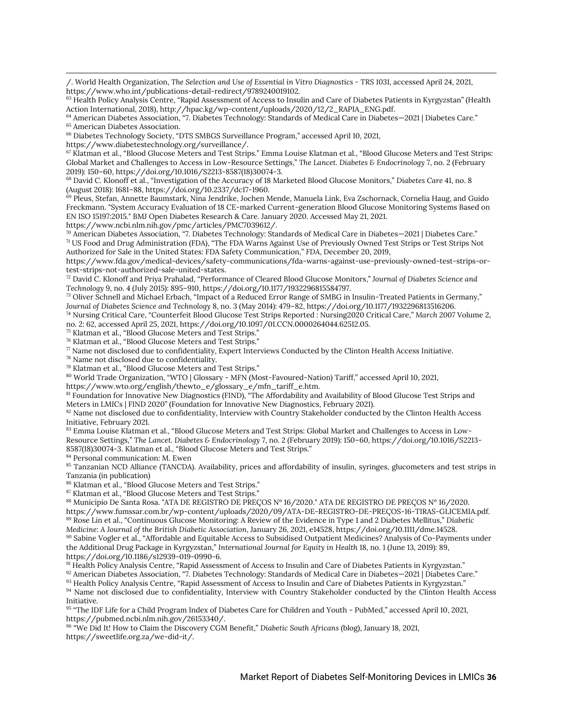/. World Health Organization, *The Selection and Use of Essential in Vitro Diagnostics - TRS 1031*, accessed April 24, 2021, https://www.who.int/publications-detail-redirect/9789240019102.

[63] Health Policy Analysis Centre, "Rapid Assessment of Access to Insulin and Care of Diabetes Patients in Kyrgyzstan" (Health Action International, 2018), http://hpac.kg/wp-content/uploads/2020/12/2_RAPIA_ENG.pdf.

[64] American Diabetes Association, "7. Diabetes Technology: Standards of Medical Care in Diabetes—2021 | Diabetes Care."

[65] American Diabetes Association.

[66] Diabetes Technology Society, "DTS SMBGS Surveillance Program," accessed April 10, 2021, https://www.diabetestechnology.org/surveillance/.

[67] Klatman et al., "Blood Glucose Meters and Test Strips." Emma Louise Klatman et al., "Blood Glucose Meters and Test Strips: Global Market and Challenges to Access in Low-Resource Settings," *The Lancet. Diabetes & Endocrinology* 7, no. 2 (February 2019): 150–60, https://doi.org/10.1016/S2213-8587(18)30074-3.

[68] David C. Klonoff et al., "Investigation of the Accuracy of 18 Marketed Blood Glucose Monitors," *Diabetes Care* 41, no. 8 (August 2018): 1681–88, https://doi.org/10.2337/dc17-1960.

[69] Pleus, Stefan, Annette Baumstark, Nina Jendrike, Jochen Mende, Manuela Link, Eva Zschornack, Cornelia Haug, and Guido Freckmann. "System Accuracy Evaluation of 18 CE-marked Current-generation Blood Glucose Monitoring Systems Based on EN ISO 15197:2015." BMJ Open Diabetes Research & Care. January 2020. Accessed May 21, 2021. https://www.ncbi.nlm.nih.gov/pmc/articles/PMC7039612/.

[70] American Diabetes Association, "7. Diabetes Technology: Standards of Medical Care in Diabetes—2021 | Diabetes Care."

[71] US Food and Drug Administration (FDA), "The FDA Warns Against Use of Previously Owned Test Strips or Test Strips Not Authorized for Sale in the United States: FDA Safety Communication," *FDA*, December 20, 2019, https://www.fda.gov/medical-devices/safety-communications/fda-warns-against-use-previously-owned-test-strips-or-test-strips-not-authorized-sale-united-states.

[72] David C. Klonoff and Priya Prahalad, "Performance of Cleared Blood Glucose Monitors," *Journal of Diabetes Science and Technology* 9, no. 4 (July 2015): 895–910, https://doi.org/10.1177/1932296815584797.

[73] Oliver Schnell and Michael Erbach, "Impact of a Reduced Error Range of SMBG in Insulin-Treated Patients in Germany," *Journal of Diabetes Science and Technology* 8, no. 3 (May 2014): 479–82, https://doi.org/10.1177/1932296813516206.

[74] Nursing Critical Care, "Counterfeit Blood Glucose Test Strips Reported : Nursing2020 Critical Care," *March* 2007 Volume 2, no. 2: 62, accessed April 25, 2021, https://doi.org/10.1097/01.CCN.0000264044.62512.05.

[75] Klatman et al., "Blood Glucose Meters and Test Strips."

[76] Klatman et al., "Blood Glucose Meters and Test Strips."

[77] Name not disclosed due to confidentiality, Expert Interviews Conducted by the Clinton Health Access Initiative.

[78] Name not disclosed due to confidentiality.

[79] Klatman et al., "Blood Glucose Meters and Test Strips."

[80] World Trade Organization, "WTO | Glossary - MFN (Most-Favoured-Nation) Tariff," accessed April 10, 2021, https://www.wto.org/english/thewto_e/glossary_e/mfn_tariff_e.htm.

[81] Foundation for Innovative New Diagnostics (FIND), "The Affordability and Availability of Blood Glucose Test Strips and Meters in LMICs | FIND 2020" (Foundation for Innovative New Diagnostics, February 2021).

[82] Name not disclosed due to confidentiality, Interview with Country Stakeholder conducted by the Clinton Health Access Initiative, February 2021.

[83] Emma Louise Klatman et al., "Blood Glucose Meters and Test Strips: Global Market and Challenges to Access in Low-Resource Settings," *The Lancet. Diabetes & Endocrinology* 7, no. 2 (February 2019): 150–60, https://doi.org/10.1016/S2213-8587(18)30074-3. Klatman et al., "Blood Glucose Meters and Test Strips."

[84] Personal communication: M. Ewen

[85] Tanzanian NCD Alliance (TANCDA). Availability, prices and affordability of insulin, syringes, glucometers and test strips in Tanzania (in publication)

[86] Klatman et al., "Blood Glucose Meters and Test Strips."

[87] Klatman et al., "Blood Glucose Meters and Test Strips."

[88] Município De Santa Rosa. "ATA DE REGISTRO DE PREÇOS Nº 16/2020." ATA DE REGISTRO DE PREÇOS Nº 16/2020. https://www.fumssar.com.br/wp-content/uploads/2020/09/ATA-DE-REGISTRO-DE-PREÇOS-16-TIRAS-GLICEMIA.pdf.

[89] Rose Lin et al., "Continuous Glucose Monitoring: A Review of the Evidence in Type 1 and 2 Diabetes Mellitus," *Diabetic Medicine: A Journal of the British Diabetic Association*, January 26, 2021, e14528, https://doi.org/10.1111/dme.14528.

[90] Sabine Vogler et al., "Affordable and Equitable Access to Subsidised Outpatient Medicines? Analysis of Co-Payments under the Additional Drug Package in Kyrgyzstan," *International Journal for Equity in Health* 18, no. 1 (June 13, 2019): 89, https://doi.org/10.1186/s12939-019-0990-6.

[91] Health Policy Analysis Centre, "Rapid Assessment of Access to Insulin and Care of Diabetes Patients in Kyrgyzstan."

[92] American Diabetes Association, "7. Diabetes Technology: Standards of Medical Care in Diabetes—2021 | Diabetes Care."

[93] Health Policy Analysis Centre, "Rapid Assessment of Access to Insulin and Care of Diabetes Patients in Kyrgyzstan."

[94] Name not disclosed due to confidentiality, Interview with Country Stakeholder conducted by the Clinton Health Access Initiative.

[95] "The IDF Life for a Child Program Index of Diabetes Care for Children and Youth - PubMed," accessed April 10, 2021, https://pubmed.ncbi.nlm.nih.gov/26153340/.

[96] "We Did It! How to Claim the Discovery CGM Benefit," *Diabetic South Africans* (blog), January 18, 2021, https://sweetlife.org.za/we-did-it/.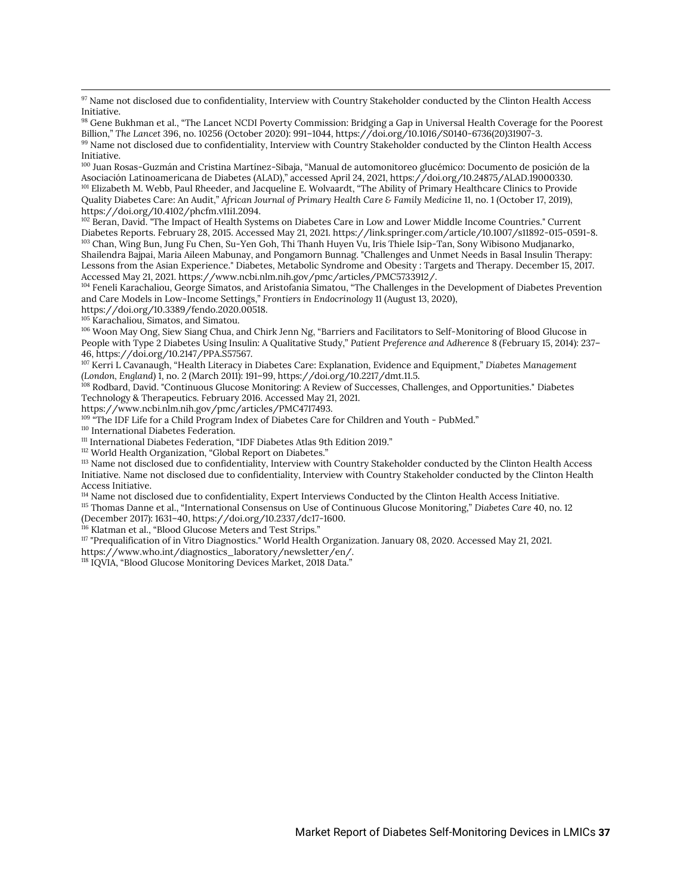[97] Name not disclosed due to confidentiality, Interview with Country Stakeholder conducted by the Clinton Health Access Initiative.

[98] Gene Bukhman et al., "The Lancet NCDI Poverty Commission: Bridging a Gap in Universal Health Coverage for the Poorest Billion," *The Lancet* 396, no. 10256 (October 2020): 991–1044, https://doi.org/10.1016/S0140-6736(20)31907-3.

[99] Name not disclosed due to confidentiality, Interview with Country Stakeholder conducted by the Clinton Health Access Initiative.

[100] Juan Rosas-Guzmán and Cristina Martínez-Sibaja, "Manual de automonitoreo glucémico: Documento de posición de la Asociación Latinoamericana de Diabetes (ALAD)," accessed April 24, 2021, https://doi.org/10.24875/ALAD.19000330.

[101] Elizabeth M. Webb, Paul Rheeder, and Jacqueline E. Wolvaardt, "The Ability of Primary Healthcare Clinics to Provide Quality Diabetes Care: An Audit," *African Journal of Primary Health Care & Family Medicine* 11, no. 1 (October 17, 2019), https://doi.org/10.4102/phcfm.v11i1.2094.

[102] Beran, David. "The Impact of Health Systems on Diabetes Care in Low and Lower Middle Income Countries." Current Diabetes Reports. February 28, 2015. Accessed May 21, 2021. https://link.springer.com/article/10.1007/s11892-015-0591-8.

[103] Chan, Wing Bun, Jung Fu Chen, Su-Yen Goh, Thi Thanh Huyen Vu, Iris Thiele Isip-Tan, Sony Wibisono Mudjanarko, Shailendra Bajpai, Maria Aileen Mabunay, and Pongamorn Bunnag. "Challenges and Unmet Needs in Basal Insulin Therapy: Lessons from the Asian Experience." Diabetes, Metabolic Syndrome and Obesity : Targets and Therapy. December 15, 2017. Accessed May 21, 2021. https://www.ncbi.nlm.nih.gov/pmc/articles/PMC5733912/.

[104] Feneli Karachaliou, George Simatos, and Aristofania Simatou, "The Challenges in the Development of Diabetes Prevention and Care Models in Low-Income Settings," *Frontiers in Endocrinology* 11 (August 13, 2020), https://doi.org/10.3389/fendo.2020.00518.

[105] Karachaliou, Simatos, and Simatou.

[106] Woon May Ong, Siew Siang Chua, and Chirk Jenn Ng, "Barriers and Facilitators to Self-Monitoring of Blood Glucose in People with Type 2 Diabetes Using Insulin: A Qualitative Study," *Patient Preference and Adherence* 8 (February 15, 2014): 237–46, https://doi.org/10.2147/PPA.S57567.

[107] Kerri L Cavanaugh, "Health Literacy in Diabetes Care: Explanation, Evidence and Equipment," *Diabetes Management (London, England)* 1, no. 2 (March 2011): 191–99, https://doi.org/10.2217/dmt.11.5.

[108] Rodbard, David. "Continuous Glucose Monitoring: A Review of Successes, Challenges, and Opportunities." Diabetes Technology & Therapeutics. February 2016. Accessed May 21, 2021. https://www.ncbi.nlm.nih.gov/pmc/articles/PMC4717493.

[109] "The IDF Life for a Child Program Index of Diabetes Care for Children and Youth - PubMed."

[110] International Diabetes Federation.

[111] International Diabetes Federation, "IDF Diabetes Atlas 9th Edition 2019."

[112] World Health Organization, "Global Report on Diabetes."

[113] Name not disclosed due to confidentiality, Interview with Country Stakeholder conducted by the Clinton Health Access Initiative. Name not disclosed due to confidentiality, Interview with Country Stakeholder conducted by the Clinton Health Access Initiative.

[114] Name not disclosed due to confidentiality, Expert Interviews Conducted by the Clinton Health Access Initiative.

[115] Thomas Danne et al., "International Consensus on Use of Continuous Glucose Monitoring," *Diabetes Care* 40, no. 12 (December 2017): 1631–40, https://doi.org/10.2337/dc17-1600.

[116] Klatman et al., "Blood Glucose Meters and Test Strips."

[117] "Prequalification of in Vitro Diagnostics." World Health Organization. January 08, 2020. Accessed May 21, 2021. https://www.who.int/diagnostics_laboratory/newsletter/en/.

[118] IQVIA, "Blood Glucose Monitoring Devices Market, 2018 Data."